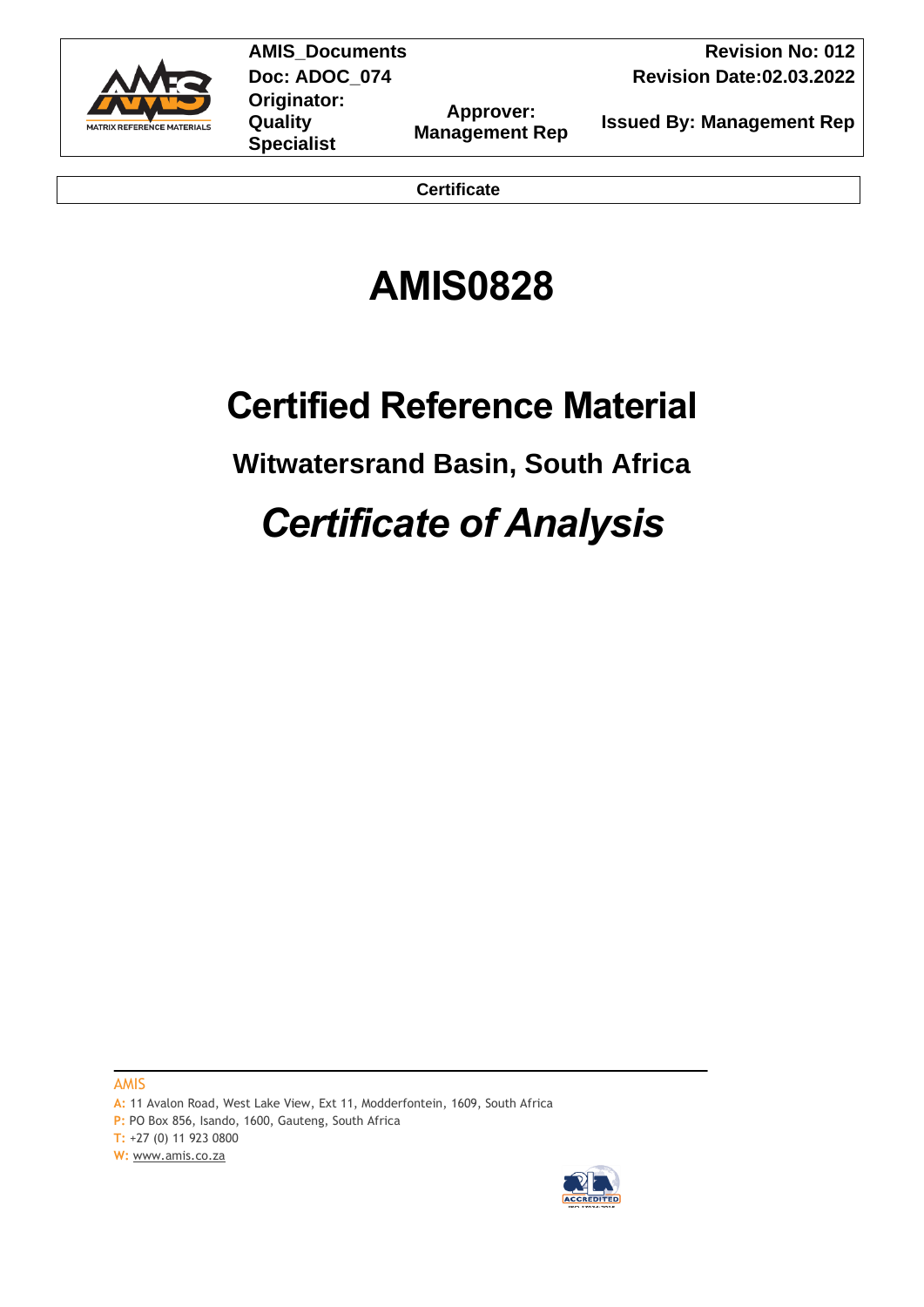| AMIS_Documents<br>Doc: ADOC_074<br>Originator: Quality Specialist | Approver: Management Rep | Revision No: 012<br>Revision Date:02.03.2022<br>Issued By: Management Rep |
|---|---|---|

**Certificate**

# AMIS0828

# Certified Reference Material

## Witwatersrand Basin, South Africa

# *Certificate of Analysis*

AMIS
A: 11 Avalon Road, West Lake View, Ext 11, Modderfontein, 1609, South Africa
P: PO Box 856, Isando, 1600, Gauteng, South Africa
T: +27 (0) 11 923 0800
W: www.amis.co.za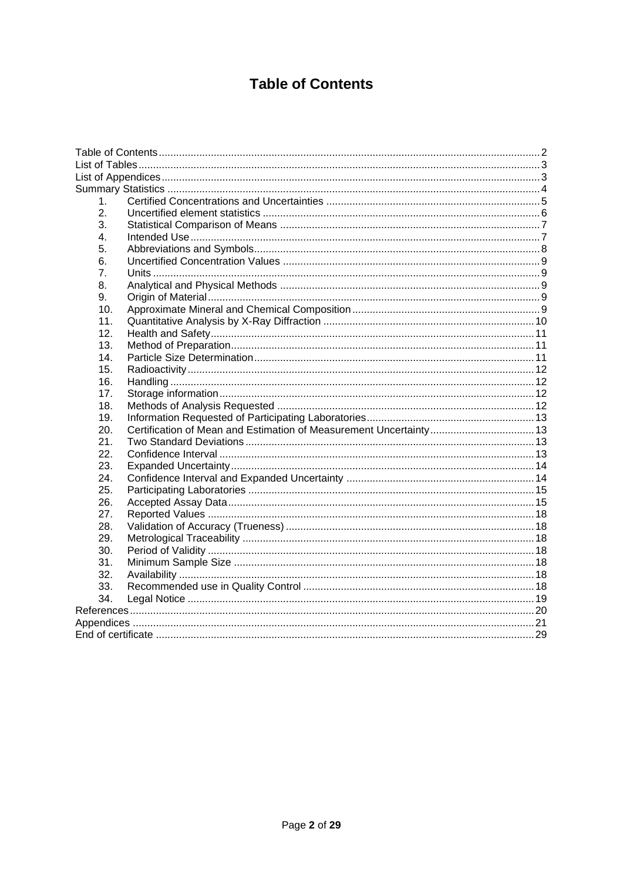# Table of Contents

| | | |
|---|---|---|
| Table of Contents | | 2 |
| List of Tables | | 3 |
| List of Appendices | | 3 |
| Summary Statistics | | 4 |
| 1. | Certified Concentrations and Uncertainties | 5 |
| 2. | Uncertified element statistics | 6 |
| 3. | Statistical Comparison of Means | 7 |
| 4. | Intended Use | 7 |
| 5. | Abbreviations and Symbols | 8 |
| 6. | Uncertified Concentration Values | 9 |
| 7. | Units | 9 |
| 8. | Analytical and Physical Methods | 9 |
| 9. | Origin of Material | 9 |
| 10. | Approximate Mineral and Chemical Composition | 9 |
| 11. | Quantitative Analysis by X-Ray Diffraction | 10 |
| 12. | Health and Safety | 11 |
| 13. | Method of Preparation | 11 |
| 14. | Particle Size Determination | 11 |
| 15. | Radioactivity | 12 |
| 16. | Handling | 12 |
| 17. | Storage information | 12 |
| 18. | Methods of Analysis Requested | 12 |
| 19. | Information Requested of Participating Laboratories | 13 |
| 20. | Certification of Mean and Estimation of Measurement Uncertainty | 13 |
| 21. | Two Standard Deviations | 13 |
| 22. | Confidence Interval | 13 |
| 23. | Expanded Uncertainty | 14 |
| 24. | Confidence Interval and Expanded Uncertainty | 14 |
| 25. | Participating Laboratories | 15 |
| 26. | Accepted Assay Data | 15 |
| 27. | Reported Values | 18 |
| 28. | Validation of Accuracy (Trueness) | 18 |
| 29. | Metrological Traceability | 18 |
| 30. | Period of Validity | 18 |
| 31. | Minimum Sample Size | 18 |
| 32. | Availability | 18 |
| 33. | Recommended use in Quality Control | 18 |
| 34. | Legal Notice | 19 |
| References | | 20 |
| Appendices | | 21 |
| End of certificate | | 29 |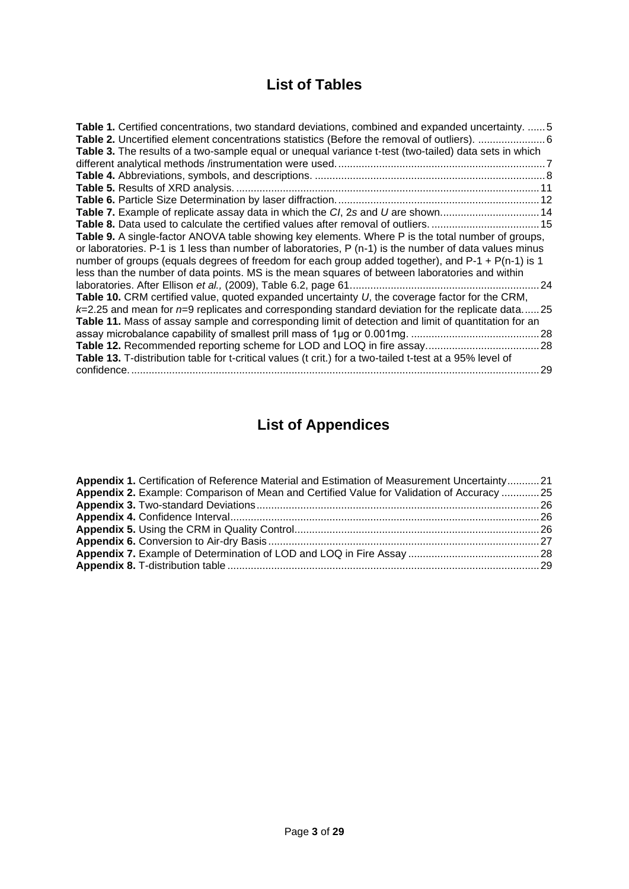## List of Tables

**Table 1.** Certified concentrations, two standard deviations, combined and expanded uncertainty. ...... 5
**Table 2.** Uncertified element concentrations statistics (Before the removal of outliers). ....................... 6
**Table 3.** The results of a two-sample equal or unequal variance t-test (two-tailed) data sets in which different analytical methods /instrumentation were used. ....................................................................... 7
**Table 4.** Abbreviations, symbols, and descriptions. ............................................................................... 8
**Table 5.** Results of XRD analysis. ....................................................................................................... 11
**Table 6.** Particle Size Determination by laser diffraction. .................................................................... 12
**Table 7.** Example of replicate assay data in which the *CI*, 2*s* and *U* are shown. ................................ 14
**Table 8.** Data used to calculate the certified values after removal of outliers. ..................................... 15
**Table 9.** A single-factor ANOVA table showing key elements. Where P is the total number of groups, or laboratories. P-1 is 1 less than number of laboratories, P (n-1) is the number of data values minus number of groups (equals degrees of freedom for each group added together), and P-1 + P(n-1) is 1 less than the number of data points. MS is the mean squares of between laboratories and within laboratories. After Ellison *et al.,* (2009), Table 6.2, page 61. ................................................................ 24
**Table 10.** CRM certified value, quoted expanded uncertainty *U*, the coverage factor for the CRM, *k*=2.25 and mean for *n*=9 replicates and corresponding standard deviation for the replicate data. ..... 25
**Table 11.** Mass of assay sample and corresponding limit of detection and limit of quantitation for an assay microbalance capability of smallest prill mass of 1µg or 0.001mg. ............................................ 28
**Table 12.** Recommended reporting scheme for LOD and LOQ in fire assay. ...................................... 28
**Table 13.** T-distribution table for t-critical values (t crit.) for a two-tailed t-test at a 95% level of confidence. ............................................................................................................................................ 29

## List of Appendices

**Appendix 1.** Certification of Reference Material and Estimation of Measurement Uncertainty ........... 21
**Appendix 2.** Example: Comparison of Mean and Certified Value for Validation of Accuracy ............. 25
**Appendix 3.** Two-standard Deviations ................................................................................................ 26
**Appendix 4.** Confidence Interval ......................................................................................................... 26
**Appendix 5.** Using the CRM in Quality Control ................................................................................... 26
**Appendix 6.** Conversion to Air-dry Basis ............................................................................................ 27
**Appendix 7.** Example of Determination of LOD and LOQ in Fire Assay ............................................ 28
**Appendix 8.** T-distribution table .......................................................................................................... 29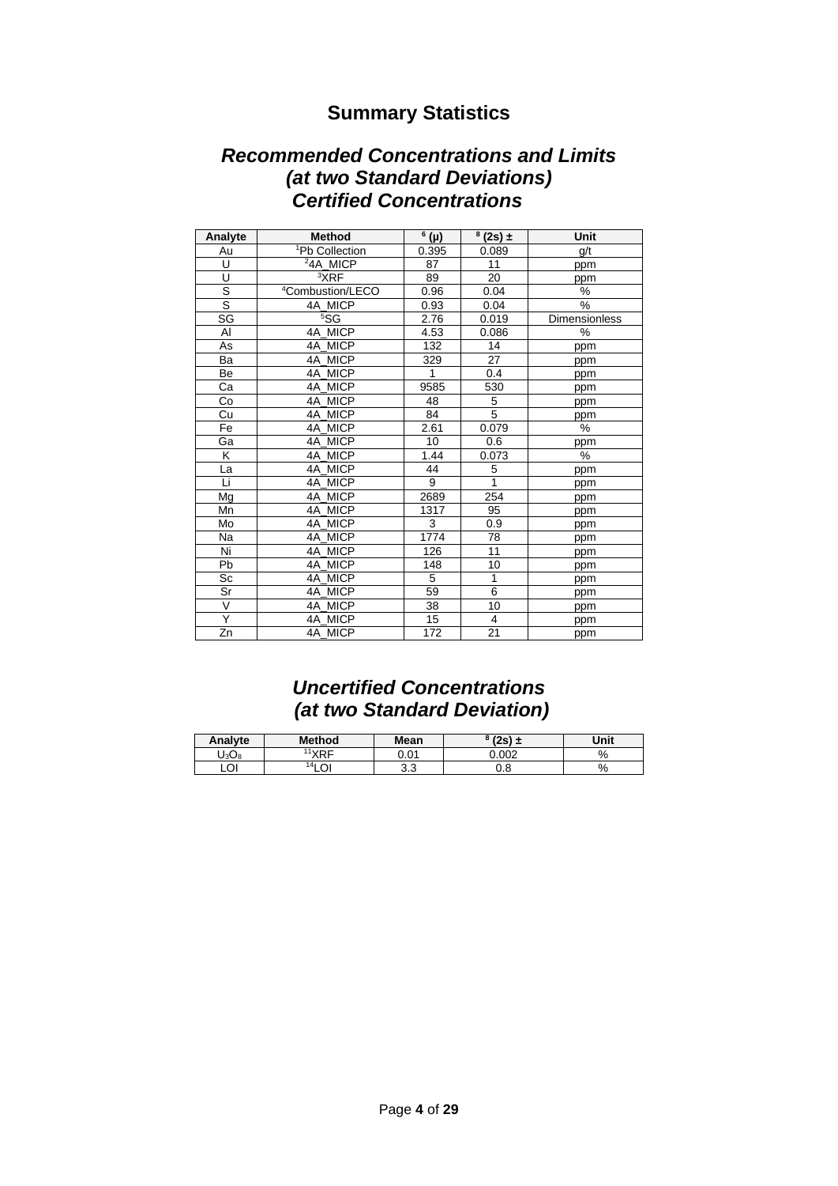## Summary Statistics

### *Recommended Concentrations and Limits (at two Standard Deviations)*
### *Certified Concentrations*

| Analyte | Method | [6] (μ) | [8] (2s) ± | Unit |
|---|---|---|---|---|
| Au | [1]Pb Collection | 0.395 | 0.089 | g/t |
| U | [2]4A_MICP | 87 | 11 | ppm |
| U | [3]XRF | 89 | 20 | ppm |
| S | [4]Combustion/LECO | 0.96 | 0.04 | % |
| S | 4A_MICP | 0.93 | 0.04 | % |
| SG | [5]SG | 2.76 | 0.019 | Dimensionless |
| Al | 4A_MICP | 4.53 | 0.086 | % |
| As | 4A_MICP | 132 | 14 | ppm |
| Ba | 4A_MICP | 329 | 27 | ppm |
| Be | 4A_MICP | 1 | 0.4 | ppm |
| Ca | 4A_MICP | 9585 | 530 | ppm |
| Co | 4A_MICP | 48 | 5 | ppm |
| Cu | 4A_MICP | 84 | 5 | ppm |
| Fe | 4A_MICP | 2.61 | 0.079 | % |
| Ga | 4A_MICP | 10 | 0.6 | ppm |
| K | 4A_MICP | 1.44 | 0.073 | % |
| La | 4A_MICP | 44 | 5 | ppm |
| Li | 4A_MICP | 9 | 1 | ppm |
| Mg | 4A_MICP | 2689 | 254 | ppm |
| Mn | 4A_MICP | 1317 | 95 | ppm |
| Mo | 4A_MICP | 3 | 0.9 | ppm |
| Na | 4A_MICP | 1774 | 78 | ppm |
| Ni | 4A_MICP | 126 | 11 | ppm |
| Pb | 4A_MICP | 148 | 10 | ppm |
| Sc | 4A_MICP | 5 | 1 | ppm |
| Sr | 4A_MICP | 59 | 6 | ppm |
| V | 4A_MICP | 38 | 10 | ppm |
| Y | 4A_MICP | 15 | 4 | ppm |
| Zn | 4A_MICP | 172 | 21 | ppm |

### *Uncertified Concentrations (at two Standard Deviation)*

| Analyte | Method | Mean | [8] (2s) ± | Unit |
|---|---|---|---|---|
| $U_3O_8$ | [11]XRF | 0.01 | 0.002 | % |
| LOI | [14]LOI | 3.3 | 0.8 | % |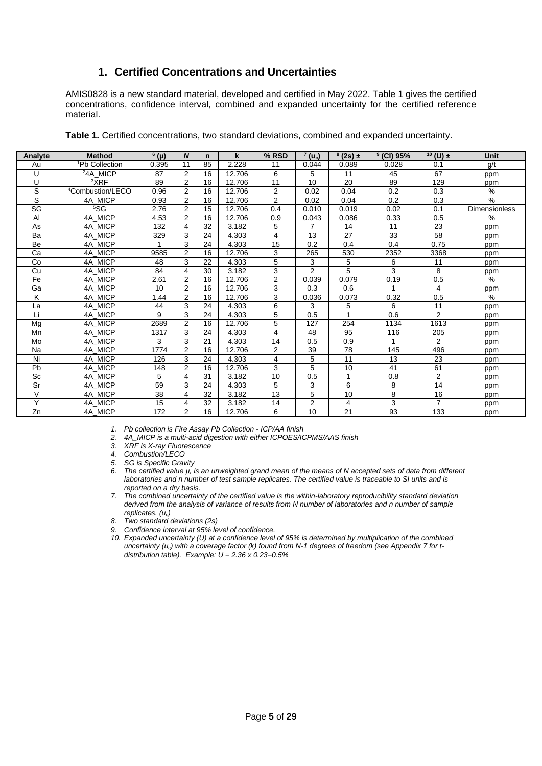## 1. Certified Concentrations and Uncertainties

AMIS0828 is a new standard material, developed and certified in May 2022. Table 1 gives the certified concentrations, confidence interval, combined and expanded uncertainty for the certified reference material.

**Table 1.** Certified concentrations, two standard deviations, combined and expanded uncertainty.

| Analyte | Method | [6] (µ) | *N* | n | k | % RSD | [7] ($u_c$) | [8] (2s) ± | [9] (CI) 95% | [10] (U) ± | Unit |
|---|---|---|---|---|---|---|---|---|---|---|---|
| Au | [1]Pb Collection | 0.395 | 11 | 85 | 2.228 | 11 | 0.044 | 0.089 | 0.028 | 0.1 | g/t |
| U | [2]4A_MICP | 87 | 2 | 16 | 12.706 | 6 | 5 | 11 | 45 | 67 | ppm |
| U | [3]XRF | 89 | 2 | 16 | 12.706 | 11 | 10 | 20 | 89 | 129 | ppm |
| S | [4]Combustion/LECO | 0.96 | 2 | 16 | 12.706 | 2 | 0.02 | 0.04 | 0.2 | 0.3 | % |
| S | 4A_MICP | 0.93 | 2 | 16 | 12.706 | 2 | 0.02 | 0.04 | 0.2 | 0.3 | % |
| SG | [5]SG | 2.76 | 2 | 15 | 12.706 | 0.4 | 0.010 | 0.019 | 0.02 | 0.1 | Dimensionless |
| Al | 4A_MICP | 4.53 | 2 | 16 | 12.706 | 0.9 | 0.043 | 0.086 | 0.33 | 0.5 | % |
| As | 4A_MICP | 132 | 4 | 32 | 3.182 | 5 | 7 | 14 | 11 | 23 | ppm |
| Ba | 4A_MICP | 329 | 3 | 24 | 4.303 | 4 | 13 | 27 | 33 | 58 | ppm |
| Be | 4A_MICP | 1 | 3 | 24 | 4.303 | 15 | 0.2 | 0.4 | 0.4 | 0.75 | ppm |
| Ca | 4A_MICP | 9585 | 2 | 16 | 12.706 | 3 | 265 | 530 | 2352 | 3368 | ppm |
| Co | 4A_MICP | 48 | 3 | 22 | 4.303 | 5 | 3 | 5 | 6 | 11 | ppm |
| Cu | 4A_MICP | 84 | 4 | 30 | 3.182 | 3 | 2 | 5 | 3 | 8 | ppm |
| Fe | 4A_MICP | 2.61 | 2 | 16 | 12.706 | 2 | 0.039 | 0.079 | 0.19 | 0.5 | % |
| Ga | 4A_MICP | 10 | 2 | 16 | 12.706 | 3 | 0.3 | 0.6 | 1 | 4 | ppm |
| K | 4A_MICP | 1.44 | 2 | 16 | 12.706 | 3 | 0.036 | 0.073 | 0.32 | 0.5 | % |
| La | 4A_MICP | 44 | 3 | 24 | 4.303 | 6 | 3 | 5 | 6 | 11 | ppm |
| Li | 4A_MICP | 9 | 3 | 24 | 4.303 | 5 | 0.5 | 1 | 0.6 | 2 | ppm |
| Mg | 4A_MICP | 2689 | 2 | 16 | 12.706 | 5 | 127 | 254 | 1134 | 1613 | ppm |
| Mn | 4A_MICP | 1317 | 3 | 24 | 4.303 | 4 | 48 | 95 | 116 | 205 | ppm |
| Mo | 4A_MICP | 3 | 3 | 21 | 4.303 | 14 | 0.5 | 0.9 | 1 | 2 | ppm |
| Na | 4A_MICP | 1774 | 2 | 16 | 12.706 | 2 | 39 | 78 | 145 | 496 | ppm |
| Ni | 4A_MICP | 126 | 3 | 24 | 4.303 | 4 | 5 | 11 | 13 | 23 | ppm |
| Pb | 4A_MICP | 148 | 2 | 16 | 12.706 | 3 | 5 | 10 | 41 | 61 | ppm |
| Sc | 4A_MICP | 5 | 4 | 31 | 3.182 | 10 | 0.5 | 1 | 0.8 | 2 | ppm |
| Sr | 4A_MICP | 59 | 3 | 24 | 4.303 | 5 | 3 | 6 | 8 | 14 | ppm |
| V | 4A_MICP | 38 | 4 | 32 | 3.182 | 13 | 5 | 10 | 8 | 16 | ppm |
| Y | 4A_MICP | 15 | 4 | 32 | 3.182 | 14 | 2 | 4 | 3 | 7 | ppm |
| Zn | 4A_MICP | 172 | 2 | 16 | 12.706 | 6 | 10 | 21 | 93 | 133 | ppm |

1. *Pb collection is Fire Assay Pb Collection - ICP/AA finish*
2. *4A_MICP is a multi-acid digestion with either ICPOES/ICPMS/AAS finish*
3. *XRF is X-ray Fluorescence*
4. *Combustion/LECO*
5. *SG is Specific Gravity*
6. *The certified value µ, is an unweighted grand mean of the means of N accepted sets of data from different laboratories and n number of test sample replicates. The certified value is traceable to SI units and is reported on a dry basis.*
7. *The combined uncertainty of the certified value is the within-laboratory reproducibility standard deviation derived from the analysis of variance of results from N number of laboratories and n number of sample replicates. ($u_c$)*
8. *Two standard deviations (2s)*
9. *Confidence interval at 95% level of confidence.*
10. *Expanded uncertainty (U) at a confidence level of 95% is determined by multiplication of the combined uncertainty ($u_c$) with a coverage factor (k) found from N-1 degrees of freedom (see Appendix 7 for t-distribution table). Example: U = 2.36 x 0.23=0.5%*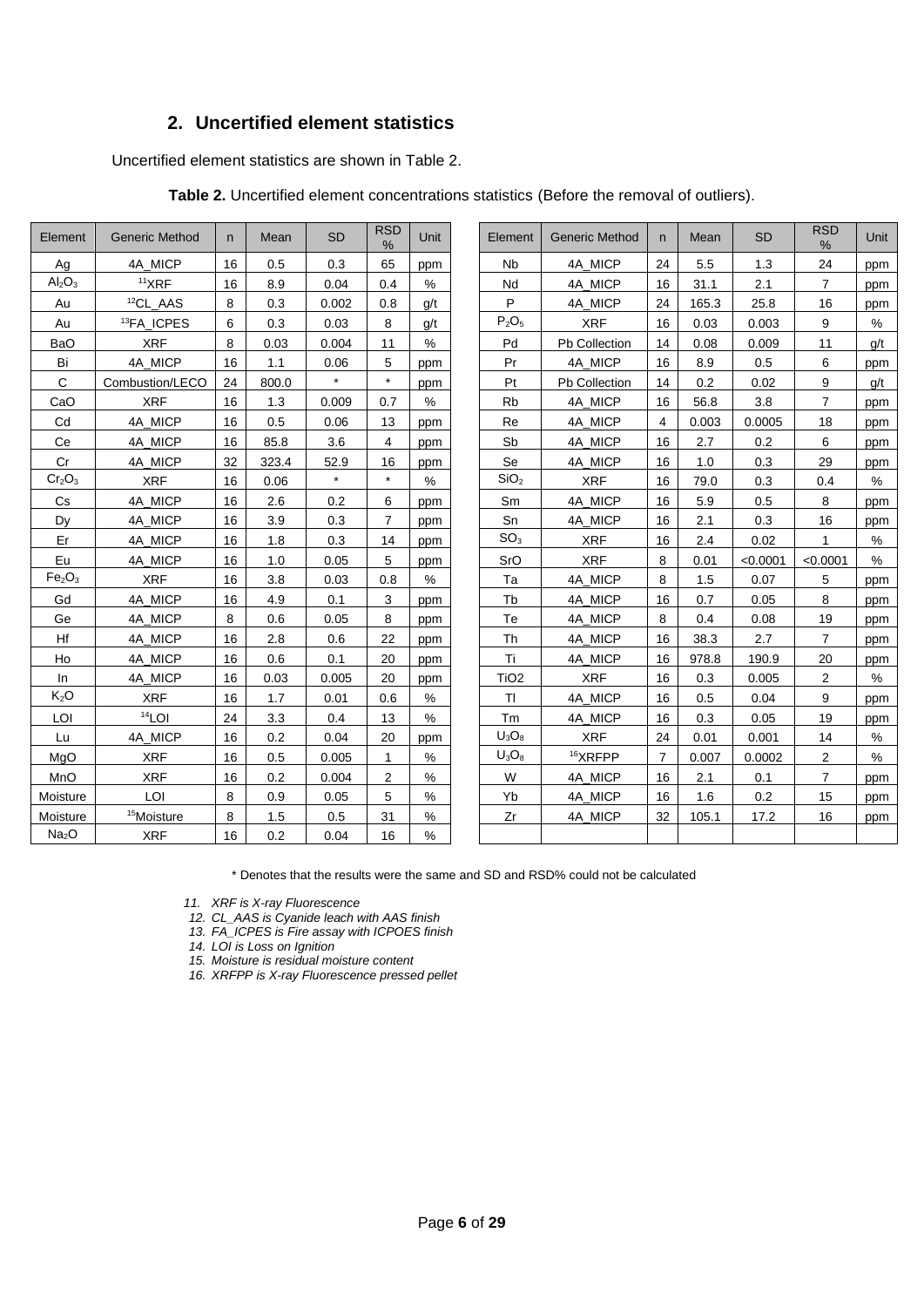## 2. Uncertified element statistics

Uncertified element statistics are shown in Table 2.

**Table 2.** Uncertified element concentrations statistics (Before the removal of outliers).

| Element | Generic Method | n | Mean | SD | RSD % | Unit |
|---|---|---|---|---|---|---|
| Ag | 4A_MICP | 16 | 0.5 | 0.3 | 65 | ppm |
| $Al_2O_3$ | [11]XRF | 16 | 8.9 | 0.04 | 0.4 | % |
| Au | [12]CL_AAS | 8 | 0.3 | 0.002 | 0.8 | g/t |
| Au | [13]FA_ICPES | 6 | 0.3 | 0.03 | 8 | g/t |
| BaO | XRF | 8 | 0.03 | 0.004 | 11 | % |
| Bi | 4A_MICP | 16 | 1.1 | 0.06 | 5 | ppm |
| C | Combustion/LECO | 24 | 800.0 | * | * | ppm |
| CaO | XRF | 16 | 1.3 | 0.009 | 0.7 | % |
| Cd | 4A_MICP | 16 | 0.5 | 0.06 | 13 | ppm |
| Ce | 4A_MICP | 16 | 85.8 | 3.6 | 4 | ppm |
| Cr | 4A_MICP | 32 | 323.4 | 52.9 | 16 | ppm |
| $Cr_2O_3$ | XRF | 16 | 0.06 | * | * | % |
| Cs | 4A_MICP | 16 | 2.6 | 0.2 | 6 | ppm |
| Dy | 4A_MICP | 16 | 3.9 | 0.3 | 7 | ppm |
| Er | 4A_MICP | 16 | 1.8 | 0.3 | 14 | ppm |
| Eu | 4A_MICP | 16 | 1.0 | 0.05 | 5 | ppm |
| $Fe_2O_3$ | XRF | 16 | 3.8 | 0.03 | 0.8 | % |
| Gd | 4A_MICP | 16 | 4.9 | 0.1 | 3 | ppm |
| Ge | 4A_MICP | 8 | 0.6 | 0.05 | 8 | ppm |
| Hf | 4A_MICP | 16 | 2.8 | 0.6 | 22 | ppm |
| Ho | 4A_MICP | 16 | 0.6 | 0.1 | 20 | ppm |
| In | 4A_MICP | 16 | 0.03 | 0.005 | 20 | ppm |
| $K_2O$ | XRF | 16 | 1.7 | 0.01 | 0.6 | % |
| LOI | [14]LOI | 24 | 3.3 | 0.4 | 13 | % |
| Lu | 4A_MICP | 16 | 0.2 | 0.04 | 20 | ppm |
| MgO | XRF | 16 | 0.5 | 0.005 | 1 | % |
| MnO | XRF | 16 | 0.2 | 0.004 | 2 | % |
| Moisture | LOI | 8 | 0.9 | 0.05 | 5 | % |
| Moisture | [15]Moisture | 8 | 1.5 | 0.5 | 31 | % |
| $Na_2O$ | XRF | 16 | 0.2 | 0.04 | 16 | % |
| Nb | 4A_MICP | 24 | 5.5 | 1.3 | 24 | ppm |
| Nd | 4A_MICP | 16 | 31.1 | 2.1 | 7 | ppm |
| P | 4A_MICP | 24 | 165.3 | 25.8 | 16 | ppm |
| $P_2O_5$ | XRF | 16 | 0.03 | 0.003 | 9 | % |
| Pd | Pb Collection | 14 | 0.08 | 0.009 | 11 | g/t |
| Pr | 4A_MICP | 16 | 8.9 | 0.5 | 6 | ppm |
| Pt | Pb Collection | 14 | 0.2 | 0.02 | 9 | g/t |
| Rb | 4A_MICP | 16 | 56.8 | 3.8 | 7 | ppm |
| Re | 4A_MICP | 4 | 0.003 | 0.0005 | 18 | ppm |
| Sb | 4A_MICP | 16 | 2.7 | 0.2 | 6 | ppm |
| Se | 4A_MICP | 16 | 1.0 | 0.3 | 29 | ppm |
| $SiO_2$ | XRF | 16 | 79.0 | 0.3 | 0.4 | % |
| Sm | 4A_MICP | 16 | 5.9 | 0.5 | 8 | ppm |
| Sn | 4A_MICP | 16 | 2.1 | 0.3 | 16 | ppm |
| $SO_3$ | XRF | 16 | 2.4 | 0.02 | 1 | % |
| SrO | XRF | 8 | 0.01 | <0.0001 | <0.0001 | % |
| Ta | 4A_MICP | 8 | 1.5 | 0.07 | 5 | ppm |
| Tb | 4A_MICP | 16 | 0.7 | 0.05 | 8 | ppm |
| Te | 4A_MICP | 8 | 0.4 | 0.08 | 19 | ppm |
| Th | 4A_MICP | 16 | 38.3 | 2.7 | 7 | ppm |
| Ti | 4A_MICP | 16 | 978.8 | 190.9 | 20 | ppm |
| $TiO_2$ | XRF | 16 | 0.3 | 0.005 | 2 | % |
| Tl | 4A_MICP | 16 | 0.5 | 0.04 | 9 | ppm |
| Tm | 4A_MICP | 16 | 0.3 | 0.05 | 19 | ppm |
| $U_3O_8$ | XRF | 24 | 0.01 | 0.001 | 14 | % |
| $U_3O_8$ | [16]XRFPP | 7 | 0.007 | 0.0002 | 2 | % |
| W | 4A_MICP | 16 | 2.1 | 0.1 | 7 | ppm |
| Yb | 4A_MICP | 16 | 1.6 | 0.2 | 15 | ppm |
| Zr | 4A_MICP | 32 | 105.1 | 17.2 | 16 | ppm |

\* Denotes that the results were the same and SD and RSD% could not be calculated

*11. XRF is X-ray Fluorescence*
*12. CL_AAS is Cyanide leach with AAS finish*
*13. FA_ICPES is Fire assay with ICPOES finish*
*14. LOI is Loss on Ignition*
*15. Moisture is residual moisture content*
*16. XRFPP is X-ray Fluorescence pressed pellet*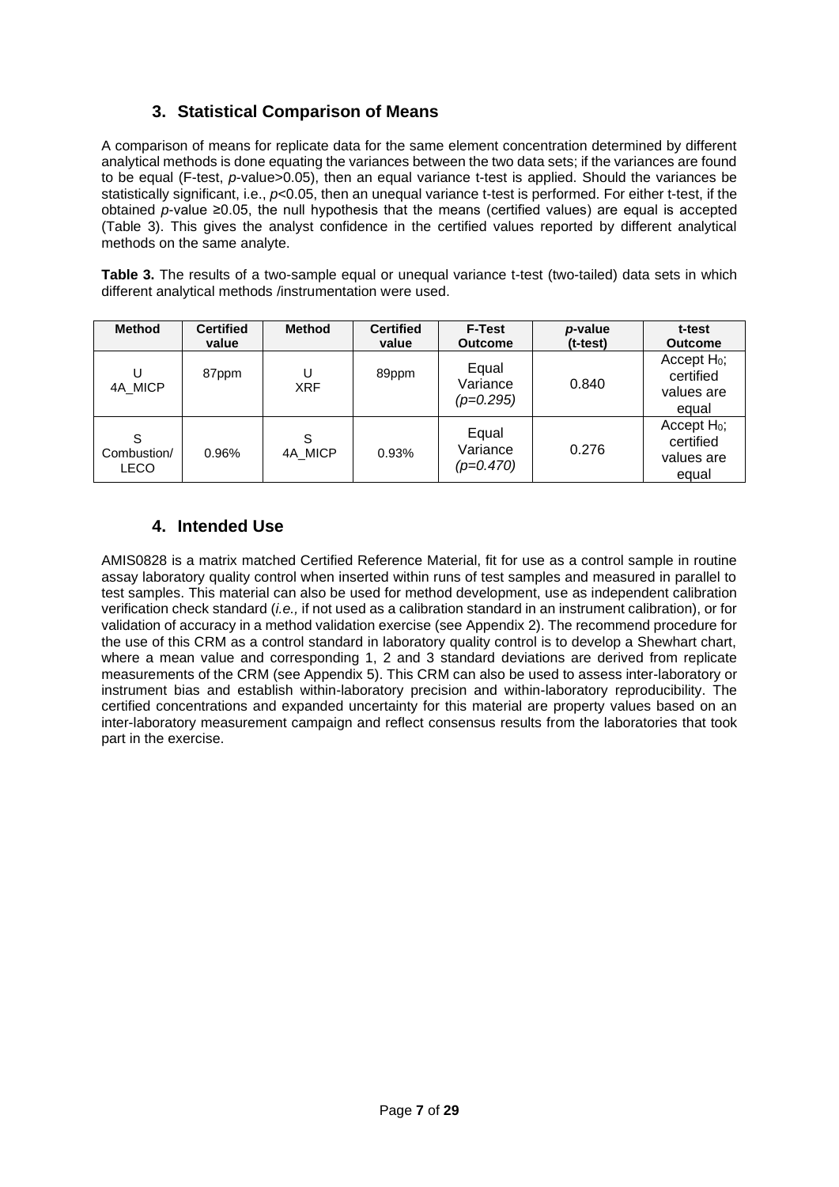## 3. Statistical Comparison of Means

A comparison of means for replicate data for the same element concentration determined by different analytical methods is done equating the variances between the two data sets; if the variances are found to be equal (F-test, *p*-value>0.05), then an equal variance t-test is applied. Should the variances be statistically significant, i.e., $p<0.05$, then an unequal variance t-test is performed. For either t-test, if the obtained *p*-value ≥0.05, the null hypothesis that the means (certified values) are equal is accepted (Table 3). This gives the analyst confidence in the certified values reported by different analytical methods on the same analyte.

**Table 3.** The results of a two-sample equal or unequal variance t-test (two-tailed) data sets in which different analytical methods /instrumentation were used.

| Method | Certified value | Method | Certified value | F-Test Outcome | *p*-value (t-test) | t-test Outcome |
|---|---|---|---|---|---|---|
| U 4A_MICP | 87ppm | U XRF | 89ppm | Equal Variance *(p=0.295)* | 0.840 | Accept $H_0$; certified values are equal |
| S Combustion/ LECO | 0.96% | S 4A_MICP | 0.93% | Equal Variance *(p=0.470)* | 0.276 | Accept $H_0$; certified values are equal |

## 4. Intended Use

AMIS0828 is a matrix matched Certified Reference Material, fit for use as a control sample in routine assay laboratory quality control when inserted within runs of test samples and measured in parallel to test samples. This material can also be used for method development, use as independent calibration verification check standard (*i.e.,* if not used as a calibration standard in an instrument calibration), or for validation of accuracy in a method validation exercise (see Appendix 2). The recommend procedure for the use of this CRM as a control standard in laboratory quality control is to develop a Shewhart chart, where a mean value and corresponding 1, 2 and 3 standard deviations are derived from replicate measurements of the CRM (see Appendix 5). This CRM can also be used to assess inter-laboratory or instrument bias and establish within-laboratory precision and within-laboratory reproducibility. The certified concentrations and expanded uncertainty for this material are property values based on an inter-laboratory measurement campaign and reflect consensus results from the laboratories that took part in the exercise.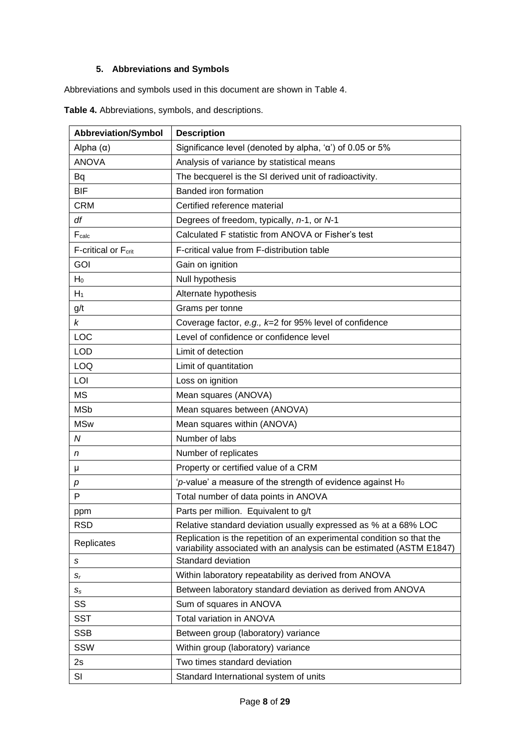## 5. Abbreviations and Symbols

Abbreviations and symbols used in this document are shown in Table 4.

**Table 4.** Abbreviations, symbols, and descriptions.

| Abbreviation/Symbol | Description |
|---|---|
| Alpha ($\alpha$) | Significance level (denoted by alpha, '$\alpha$') of 0.05 or 5% |
| ANOVA | Analysis of variance by statistical means |
| Bq | The becquerel is the SI derived unit of radioactivity. |
| BIF | Banded iron formation |
| CRM | Certified reference material |
| *df* | Degrees of freedom, typically, *n*-1, or *N*-1 |
| $F_{calc}$ | Calculated F statistic from ANOVA or Fisher's test |
| F-critical or $F_{crit}$ | F-critical value from F-distribution table |
| GOI | Gain on ignition |
| $H_0$ | Null hypothesis |
| $H_1$ | Alternate hypothesis |
| g/t | Grams per tonne |
| *k* | Coverage factor, *e.g., k*=2 for 95% level of confidence |
| LOC | Level of confidence or confidence level |
| LOD | Limit of detection |
| LOQ | Limit of quantitation |
| LOI | Loss on ignition |
| MS | Mean squares (ANOVA) |
| MSb | Mean squares between (ANOVA) |
| MSw | Mean squares within (ANOVA) |
| *N* | Number of labs |
| *n* | Number of replicates |
| $\mu$ | Property or certified value of a CRM |
| *p* | '*p*-value' a measure of the strength of evidence against $H_0$ |
| P | Total number of data points in ANOVA |
| ppm | Parts per million. Equivalent to g/t |
| RSD | Relative standard deviation usually expressed as % at a 68% LOC |
| Replicates | Replication is the repetition of an experimental condition so that the variability associated with an analysis can be estimated (ASTM E1847) |
| *s* | Standard deviation |
| $s_r$ | Within laboratory repeatability as derived from ANOVA |
| $s_s$ | Between laboratory standard deviation as derived from ANOVA |
| SS | Sum of squares in ANOVA |
| SST | Total variation in ANOVA |
| SSB | Between group (laboratory) variance |
| SSW | Within group (laboratory) variance |
| 2s | Two times standard deviation |
| SI | Standard International system of units |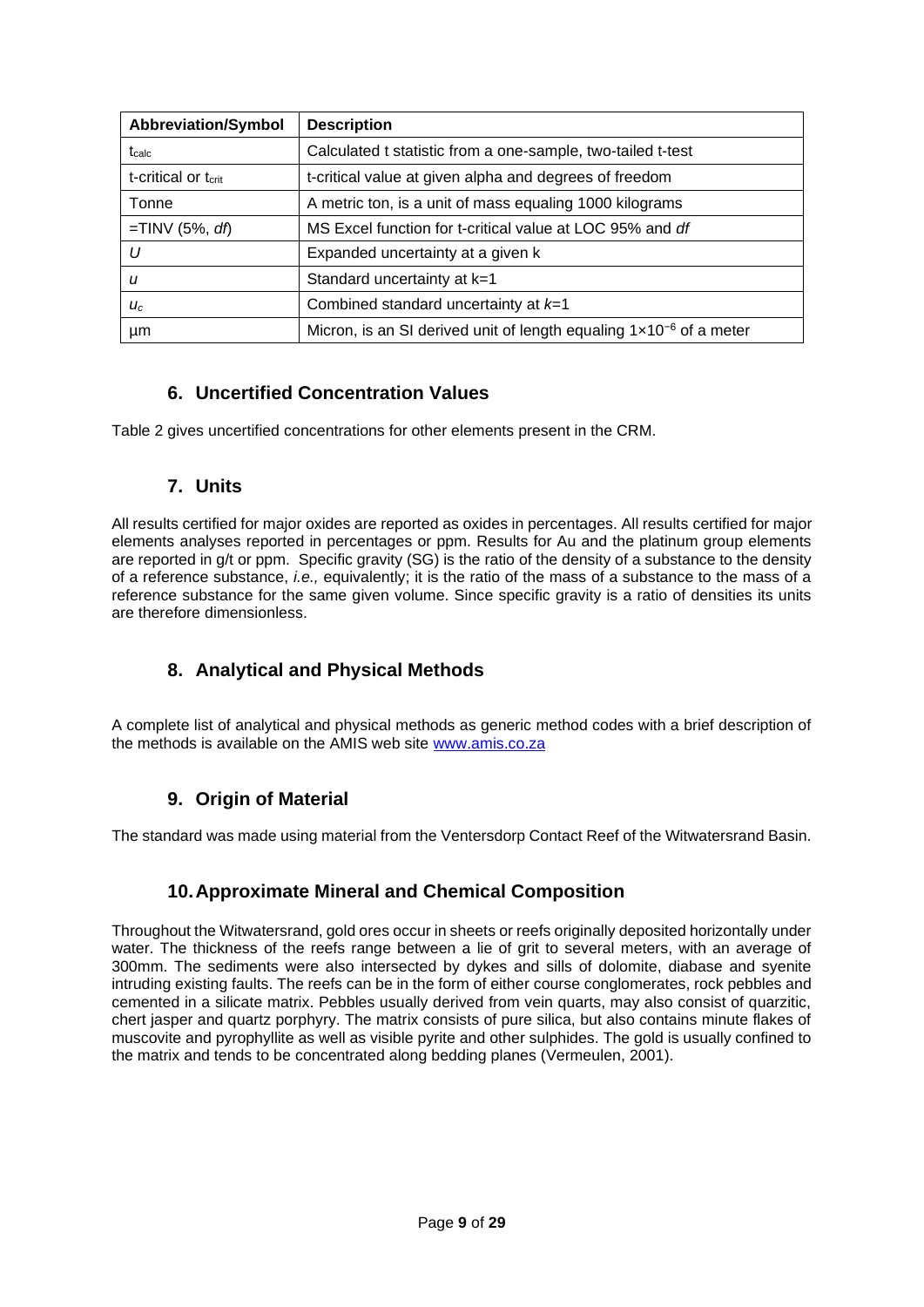| Abbreviation/Symbol | Description |
| --- | --- |
| $t_{calc}$ | Calculated t statistic from a one-sample, two-tailed t-test |
| t-critical or $t_{crit}$ | t-critical value at given alpha and degrees of freedom |
| Tonne | A metric ton, is a unit of mass equaling 1000 kilograms |
| =TINV (5%, *df*) | MS Excel function for t-critical value at LOC 95% and *df* |
| *U* | Expanded uncertainty at a given k |
| *u* | Standard uncertainty at k=1 |
| $u_c$ | Combined standard uncertainty at $k$=1 |
| µm | Micron, is an SI derived unit of length equaling $1 \times 10^{-6}$ of a meter |

## 6. Uncertified Concentration Values

Table 2 gives uncertified concentrations for other elements present in the CRM.

## 7. Units

All results certified for major oxides are reported as oxides in percentages. All results certified for major elements analyses reported in percentages or ppm. Results for Au and the platinum group elements are reported in g/t or ppm. Specific gravity (SG) is the ratio of the density of a substance to the density of a reference substance, *i.e.,* equivalently; it is the ratio of the mass of a substance to the mass of a reference substance for the same given volume. Since specific gravity is a ratio of densities its units are therefore dimensionless.

## 8. Analytical and Physical Methods

A complete list of analytical and physical methods as generic method codes with a brief description of the methods is available on the AMIS web site www.amis.co.za

## 9. Origin of Material

The standard was made using material from the Ventersdorp Contact Reef of the Witwatersrand Basin.

## 10. Approximate Mineral and Chemical Composition

Throughout the Witwatersrand, gold ores occur in sheets or reefs originally deposited horizontally under water. The thickness of the reefs range between a lie of grit to several meters, with an average of 300mm. The sediments were also intersected by dykes and sills of dolomite, diabase and syenite intruding existing faults. The reefs can be in the form of either course conglomerates, rock pebbles and cemented in a silicate matrix. Pebbles usually derived from vein quarts, may also consist of quarzitic, chert jasper and quartz porphyry. The matrix consists of pure silica, but also contains minute flakes of muscovite and pyrophyllite as well as visible pyrite and other sulphides. The gold is usually confined to the matrix and tends to be concentrated along bedding planes (Vermeulen, 2001).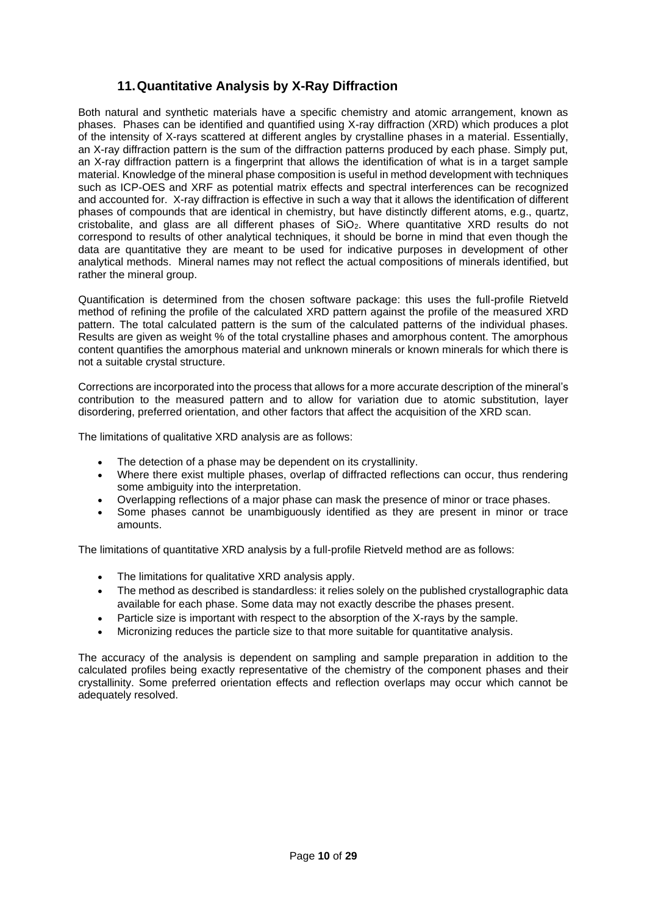## 11. Quantitative Analysis by X-Ray Diffraction

Both natural and synthetic materials have a specific chemistry and atomic arrangement, known as phases. Phases can be identified and quantified using X-ray diffraction (XRD) which produces a plot of the intensity of X-rays scattered at different angles by crystalline phases in a material. Essentially, an X-ray diffraction pattern is the sum of the diffraction patterns produced by each phase. Simply put, an X-ray diffraction pattern is a fingerprint that allows the identification of what is in a target sample material. Knowledge of the mineral phase composition is useful in method development with techniques such as ICP-OES and XRF as potential matrix effects and spectral interferences can be recognized and accounted for. X-ray diffraction is effective in such a way that it allows the identification of different phases of compounds that are identical in chemistry, but have distinctly different atoms, e.g., quartz, cristobalite, and glass are all different phases of $SiO_2$. Where quantitative XRD results do not correspond to results of other analytical techniques, it should be borne in mind that even though the data are quantitative they are meant to be used for indicative purposes in development of other analytical methods. Mineral names may not reflect the actual compositions of minerals identified, but rather the mineral group.

Quantification is determined from the chosen software package: this uses the full-profile Rietveld method of refining the profile of the calculated XRD pattern against the profile of the measured XRD pattern. The total calculated pattern is the sum of the calculated patterns of the individual phases. Results are given as weight % of the total crystalline phases and amorphous content. The amorphous content quantifies the amorphous material and unknown minerals or known minerals for which there is not a suitable crystal structure.

Corrections are incorporated into the process that allows for a more accurate description of the mineral's contribution to the measured pattern and to allow for variation due to atomic substitution, layer disordering, preferred orientation, and other factors that affect the acquisition of the XRD scan.

The limitations of qualitative XRD analysis are as follows:

- The detection of a phase may be dependent on its crystallinity.
- Where there exist multiple phases, overlap of diffracted reflections can occur, thus rendering some ambiguity into the interpretation.
- Overlapping reflections of a major phase can mask the presence of minor or trace phases.
- Some phases cannot be unambiguously identified as they are present in minor or trace amounts.

The limitations of quantitative XRD analysis by a full-profile Rietveld method are as follows:

- The limitations for qualitative XRD analysis apply.
- The method as described is standardless: it relies solely on the published crystallographic data available for each phase. Some data may not exactly describe the phases present.
- Particle size is important with respect to the absorption of the X-rays by the sample.
- Micronizing reduces the particle size to that more suitable for quantitative analysis.

The accuracy of the analysis is dependent on sampling and sample preparation in addition to the calculated profiles being exactly representative of the chemistry of the component phases and their crystallinity. Some preferred orientation effects and reflection overlaps may occur which cannot be adequately resolved.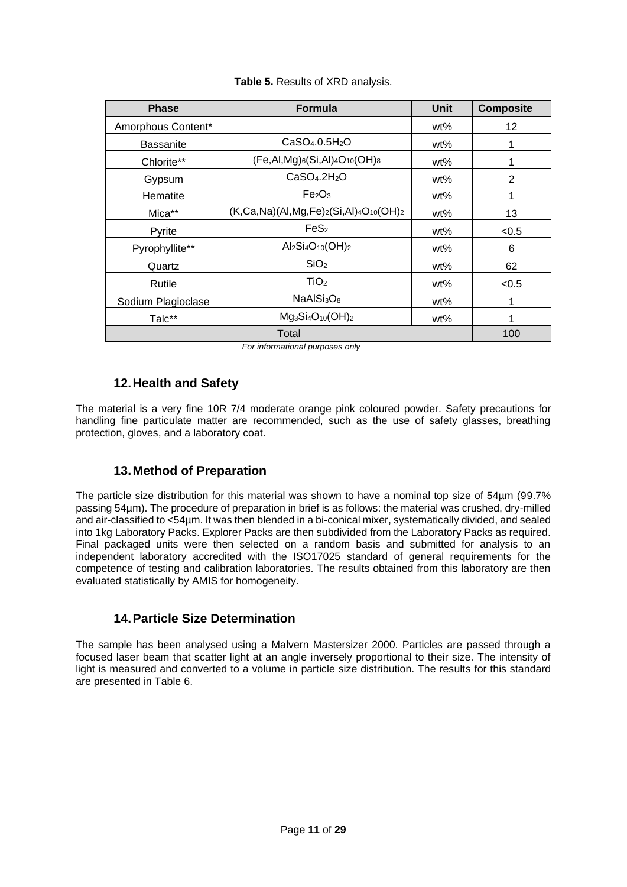**Table 5.** Results of XRD analysis.

| Phase | Formula | Unit | Composite |
|---|---|---|---|
| Amorphous Content* | | wt% | 12 |
| Bassanite | $CaSO_4.0.5H_2O$ | wt% | 1 |
| Chlorite** | $(Fe,Al,Mg)_6(Si,Al)_4O_{10}(OH)_8$ | wt% | 1 |
| Gypsum | $CaSO_4.2H_2O$ | wt% | 2 |
| Hematite | $Fe_2O_3$ | wt% | 1 |
| Mica** | $(K,Ca,Na)(Al,Mg,Fe)_2(Si,Al)_4O_{10}(OH)_2$ | wt% | 13 |
| Pyrite | $FeS_2$ | wt% | <0.5 |
| Pyrophyllite** | $Al_2Si_4O_{10}(OH)_2$ | wt% | 6 |
| Quartz | $SiO_2$ | wt% | 62 |
| Rutile | $TiO_2$ | wt% | <0.5 |
| Sodium Plagioclase | $NaAlSi_3O_8$ | wt% | 1 |
| Talc** | $Mg_3Si_4O_{10}(OH)_2$ | wt% | 1 |
| Total | | | 100 |

*For informational purposes only*

## 12. Health and Safety

The material is a very fine 10R 7/4 moderate orange pink coloured powder. Safety precautions for handling fine particulate matter are recommended, such as the use of safety glasses, breathing protection, gloves, and a laboratory coat.

## 13. Method of Preparation

The particle size distribution for this material was shown to have a nominal top size of 54µm (99.7% passing 54µm). The procedure of preparation in brief is as follows: the material was crushed, dry-milled and air-classified to <54µm. It was then blended in a bi-conical mixer, systematically divided, and sealed into 1kg Laboratory Packs. Explorer Packs are then subdivided from the Laboratory Packs as required. Final packaged units were then selected on a random basis and submitted for analysis to an independent laboratory accredited with the ISO17025 standard of general requirements for the competence of testing and calibration laboratories. The results obtained from this laboratory are then evaluated statistically by AMIS for homogeneity.

## 14. Particle Size Determination

The sample has been analysed using a Malvern Mastersizer 2000. Particles are passed through a focused laser beam that scatter light at an angle inversely proportional to their size. The intensity of light is measured and converted to a volume in particle size distribution. The results for this standard are presented in Table 6.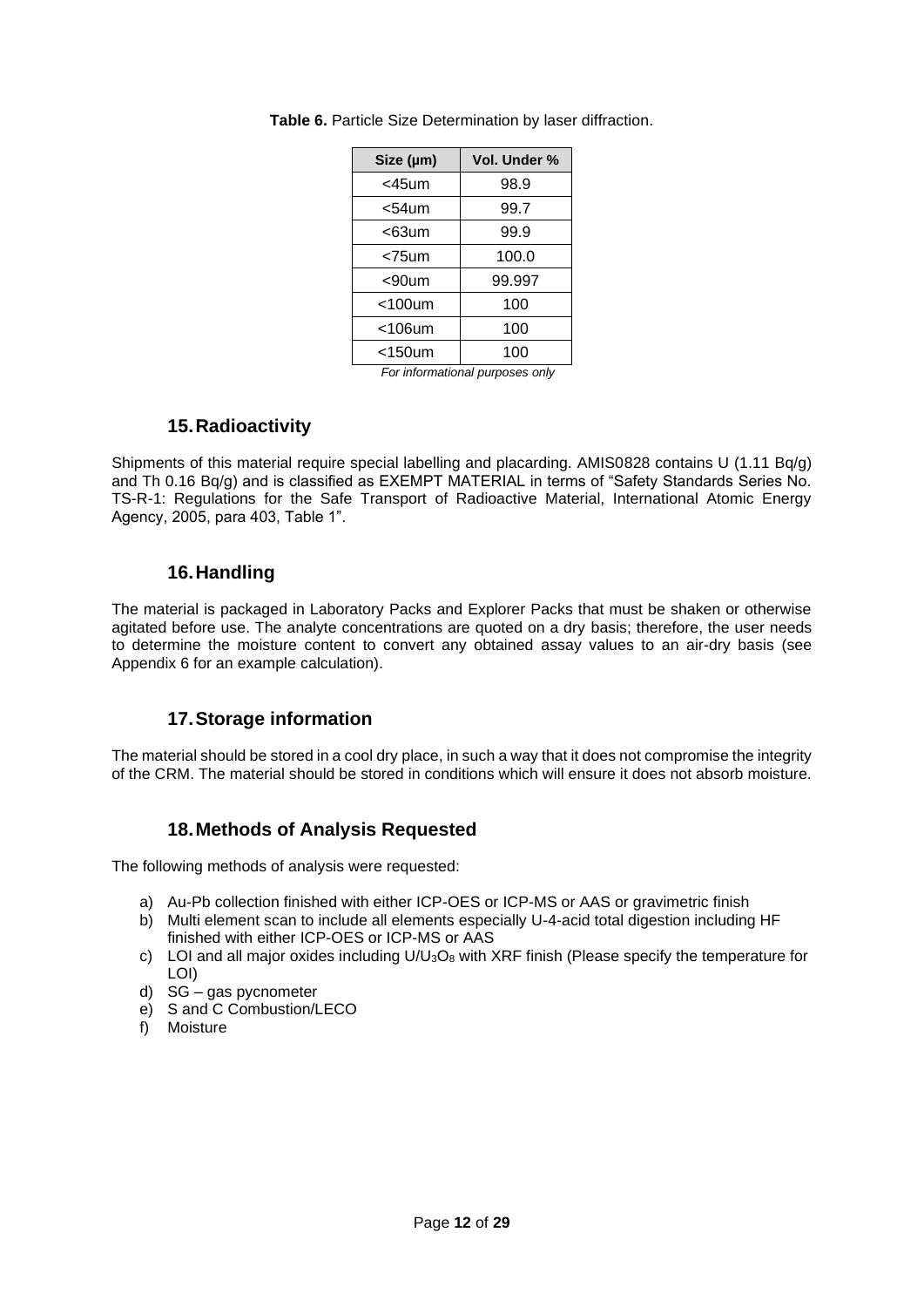**Table 6.** Particle Size Determination by laser diffraction.

| Size (μm) | Vol. Under % |
|---|---|
| <45um | 98.9 |
| <54um | 99.7 |
| <63um | 99.9 |
| <75um | 100.0 |
| <90um | 99.997 |
| <100um | 100 |
| <106um | 100 |
| <150um | 100 |

*For informational purposes only*

## 15. Radioactivity

Shipments of this material require special labelling and placarding. AMIS0828 contains U (1.11 Bq/g) and Th 0.16 Bq/g) and is classified as EXEMPT MATERIAL in terms of "Safety Standards Series No. TS-R-1: Regulations for the Safe Transport of Radioactive Material, International Atomic Energy Agency, 2005, para 403, Table 1".

## 16. Handling

The material is packaged in Laboratory Packs and Explorer Packs that must be shaken or otherwise agitated before use. The analyte concentrations are quoted on a dry basis; therefore, the user needs to determine the moisture content to convert any obtained assay values to an air-dry basis (see Appendix 6 for an example calculation).

## 17. Storage information

The material should be stored in a cool dry place, in such a way that it does not compromise the integrity of the CRM. The material should be stored in conditions which will ensure it does not absorb moisture.

## 18. Methods of Analysis Requested

The following methods of analysis were requested:

a) Au-Pb collection finished with either ICP-OES or ICP-MS or AAS or gravimetric finish
b) Multi element scan to include all elements especially U-4-acid total digestion including HF finished with either ICP-OES or ICP-MS or AAS
c) LOI and all major oxides including U/$U_3O_8$ with XRF finish (Please specify the temperature for LOI)
d) SG – gas pycnometer
e) S and C Combustion/LECO
f) Moisture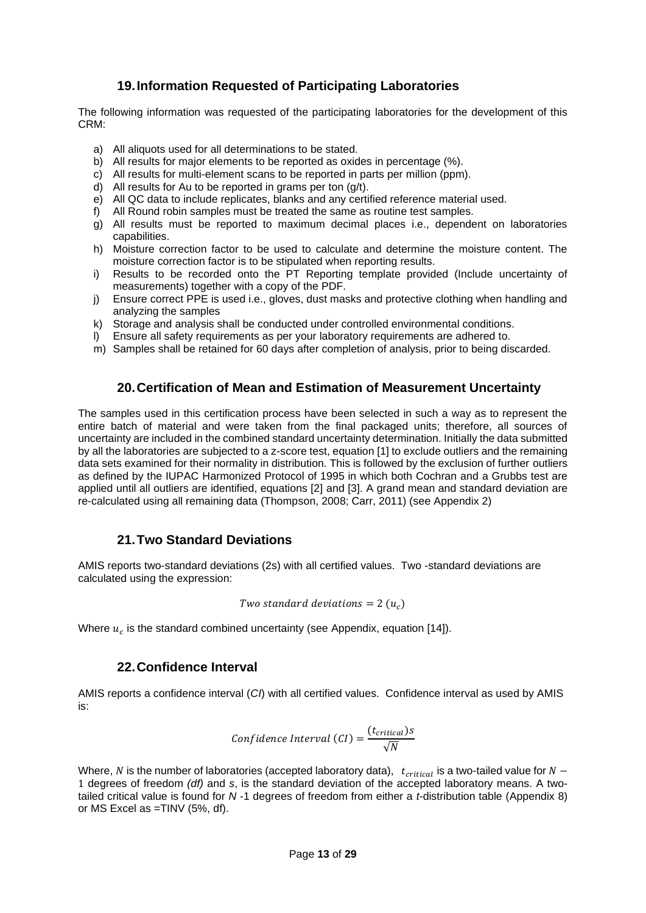## 19. Information Requested of Participating Laboratories

The following information was requested of the participating laboratories for the development of this CRM:

a) All aliquots used for all determinations to be stated.
b) All results for major elements to be reported as oxides in percentage (%).
c) All results for multi-element scans to be reported in parts per million (ppm).
d) All results for Au to be reported in grams per ton (g/t).
e) All QC data to include replicates, blanks and any certified reference material used.
f) All Round robin samples must be treated the same as routine test samples.
g) All results must be reported to maximum decimal places i.e., dependent on laboratories capabilities.
h) Moisture correction factor to be used to calculate and determine the moisture content. The moisture correction factor is to be stipulated when reporting results.
i) Results to be recorded onto the PT Reporting template provided (Include uncertainty of measurements) together with a copy of the PDF.
j) Ensure correct PPE is used i.e., gloves, dust masks and protective clothing when handling and analyzing the samples
k) Storage and analysis shall be conducted under controlled environmental conditions.
l) Ensure all safety requirements as per your laboratory requirements are adhered to.
m) Samples shall be retained for 60 days after completion of analysis, prior to being discarded.

## 20. Certification of Mean and Estimation of Measurement Uncertainty

The samples used in this certification process have been selected in such a way as to represent the entire batch of material and were taken from the final packaged units; therefore, all sources of uncertainty are included in the combined standard uncertainty determination. Initially the data submitted by all the laboratories are subjected to a z-score test, equation [1] to exclude outliers and the remaining data sets examined for their normality in distribution. This is followed by the exclusion of further outliers as defined by the IUPAC Harmonized Protocol of 1995 in which both Cochran and a Grubbs test are applied until all outliers are identified, equations [2] and [3]. A grand mean and standard deviation are re-calculated using all remaining data (Thompson, 2008; Carr, 2011) (see Appendix 2)

## 21. Two Standard Deviations

AMIS reports two-standard deviations (2s) with all certified values. Two -standard deviations are calculated using the expression:

$$Two\ standard\ deviations = 2\ (u_c)$$

Where $u_c$ is the standard combined uncertainty (see Appendix, equation [14]).

## 22. Confidence Interval

AMIS reports a confidence interval (*CI*) with all certified values. Confidence interval as used by AMIS is:

$$Confidence\ Interval\ (CI) = \frac{(t_{critical})s}{\sqrt{N}}$$

Where, $N$ is the number of laboratories (accepted laboratory data), $t_{critical}$ is a two-tailed value for $N - 1$ degrees of freedom *(df)* and *s*, is the standard deviation of the accepted laboratory means. A two-tailed critical value is found for *N* -1 degrees of freedom from either a *t*-distribution table (Appendix 8) or MS Excel as =TINV (5%, df).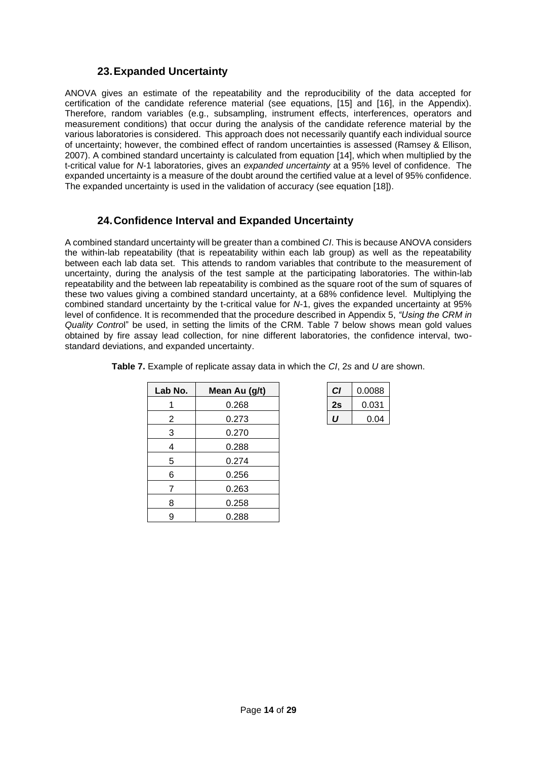## 23. Expanded Uncertainty

ANOVA gives an estimate of the repeatability and the reproducibility of the data accepted for certification of the candidate reference material (see equations, [15] and [16], in the Appendix). Therefore, random variables (e.g., subsampling, instrument effects, interferences, operators and measurement conditions) that occur during the analysis of the candidate reference material by the various laboratories is considered. This approach does not necessarily quantify each individual source of uncertainty; however, the combined effect of random uncertainties is assessed (Ramsey & Ellison, 2007). A combined standard uncertainty is calculated from equation [14], which when multiplied by the t-critical value for *N*-1 laboratories, gives an *expanded uncertainty* at a 95% level of confidence. The expanded uncertainty is a measure of the doubt around the certified value at a level of 95% confidence. The expanded uncertainty is used in the validation of accuracy (see equation [18]).

## 24. Confidence Interval and Expanded Uncertainty

A combined standard uncertainty will be greater than a combined *CI*. This is because ANOVA considers the within-lab repeatability (that is repeatability within each lab group) as well as the repeatability between each lab data set. This attends to random variables that contribute to the measurement of uncertainty, during the analysis of the test sample at the participating laboratories. The within-lab repeatability and the between lab repeatability is combined as the square root of the sum of squares of these two values giving a combined standard uncertainty, at a 68% confidence level. Multiplying the combined standard uncertainty by the t-critical value for *N*-1, gives the expanded uncertainty at 95% level of confidence. It is recommended that the procedure described in Appendix 5, *"Using the CRM in Quality Control*" be used, in setting the limits of the CRM. Table 7 below shows mean gold values obtained by fire assay lead collection, for nine different laboratories, the confidence interval, two-standard deviations, and expanded uncertainty.

**Table 7.** Example of replicate assay data in which the *CI*, 2*s* and *U* are shown.

| Lab No. | Mean Au (g/t) |
|---|---|
| 1 | 0.268 |
| 2 | 0.273 |
| 3 | 0.270 |
| 4 | 0.288 |
| 5 | 0.274 |
| 6 | 0.256 |
| 7 | 0.263 |
| 8 | 0.258 |
| 9 | 0.288 |

| | |
|---|---|
| ***CI*** | 0.0088 |
| **2s** | 0.031 |
| ***U*** | 0.04 |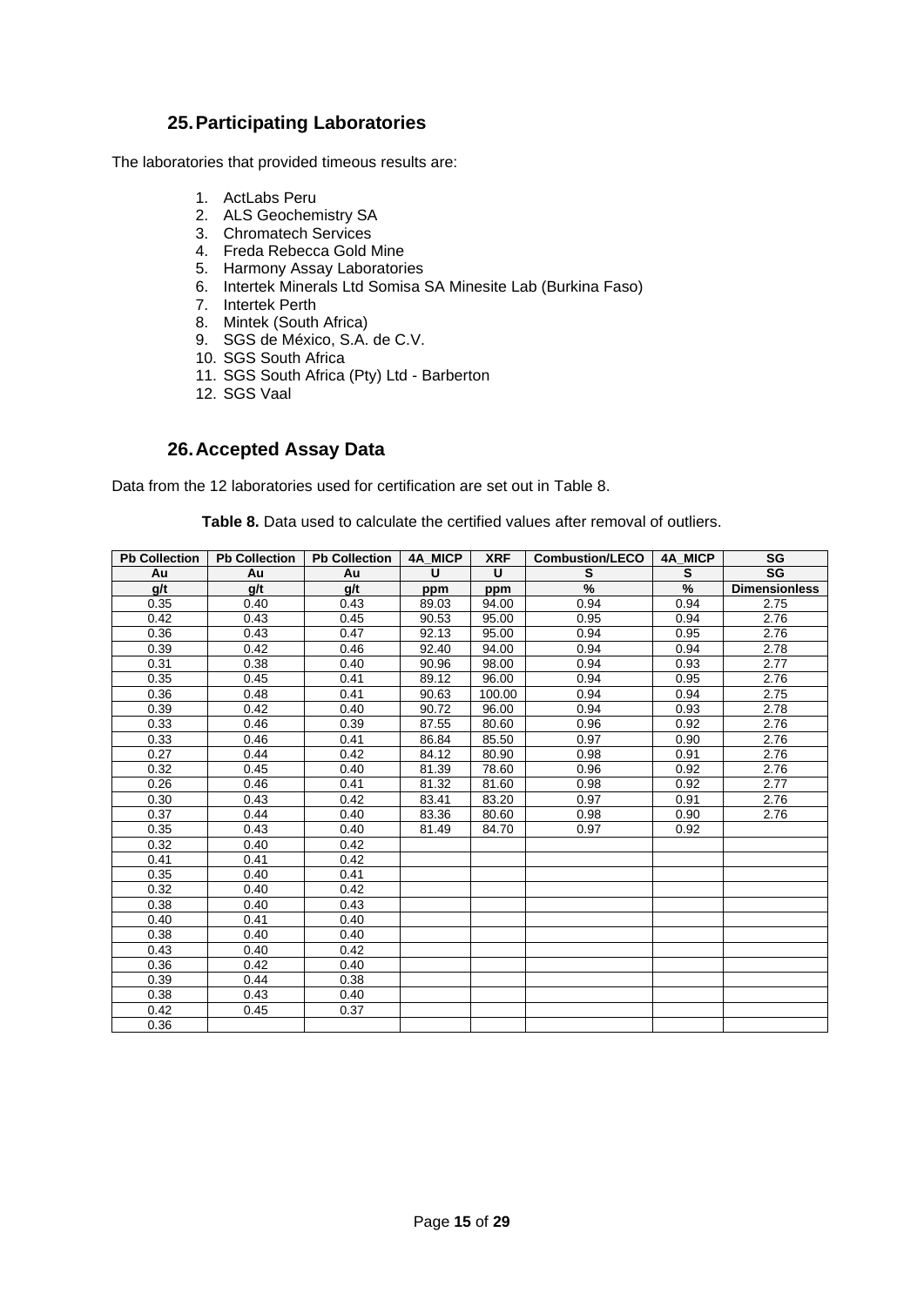## 25. Participating Laboratories

The laboratories that provided timeous results are:

1. ActLabs Peru
2. ALS Geochemistry SA
3. Chromatech Services
4. Freda Rebecca Gold Mine
5. Harmony Assay Laboratories
6. Intertek Minerals Ltd Somisa SA Minesite Lab (Burkina Faso)
7. Intertek Perth
8. Mintek (South Africa)
9. SGS de México, S.A. de C.V.
10. SGS South Africa
11. SGS South Africa (Pty) Ltd - Barberton
12. SGS Vaal

## 26. Accepted Assay Data

Data from the 12 laboratories used for certification are set out in Table 8.

**Table 8.** Data used to calculate the certified values after removal of outliers.

| Pb Collection | Pb Collection | Pb Collection | 4A_MICP | XRF | Combustion/LECO | 4A_MICP | SG |
|---|---|---|---|---|---|---|---|
| Au | Au | Au | U | U | S | S | SG |
| g/t | g/t | g/t | ppm | ppm | % | % | Dimensionless |
| 0.35 | 0.40 | 0.43 | 89.03 | 94.00 | 0.94 | 0.94 | 2.75 |
| 0.42 | 0.43 | 0.45 | 90.53 | 95.00 | 0.95 | 0.94 | 2.76 |
| 0.36 | 0.43 | 0.47 | 92.13 | 95.00 | 0.94 | 0.95 | 2.76 |
| 0.39 | 0.42 | 0.46 | 92.40 | 94.00 | 0.94 | 0.94 | 2.78 |
| 0.31 | 0.38 | 0.40 | 90.96 | 98.00 | 0.94 | 0.93 | 2.77 |
| 0.35 | 0.45 | 0.41 | 89.12 | 96.00 | 0.94 | 0.95 | 2.76 |
| 0.36 | 0.48 | 0.41 | 90.63 | 100.00 | 0.94 | 0.94 | 2.75 |
| 0.39 | 0.42 | 0.40 | 90.72 | 96.00 | 0.94 | 0.93 | 2.78 |
| 0.33 | 0.46 | 0.39 | 87.55 | 80.60 | 0.96 | 0.92 | 2.76 |
| 0.33 | 0.46 | 0.41 | 86.84 | 85.50 | 0.97 | 0.90 | 2.76 |
| 0.27 | 0.44 | 0.42 | 84.12 | 80.90 | 0.98 | 0.91 | 2.76 |
| 0.32 | 0.45 | 0.40 | 81.39 | 78.60 | 0.96 | 0.92 | 2.76 |
| 0.26 | 0.46 | 0.41 | 81.32 | 81.60 | 0.98 | 0.92 | 2.77 |
| 0.30 | 0.43 | 0.42 | 83.41 | 83.20 | 0.97 | 0.91 | 2.76 |
| 0.37 | 0.44 | 0.40 | 83.36 | 80.60 | 0.98 | 0.90 | 2.76 |
| 0.35 | 0.43 | 0.40 | 81.49 | 84.70 | 0.97 | 0.92 | |
| 0.32 | 0.40 | 0.42 | | | | | |
| 0.41 | 0.41 | 0.42 | | | | | |
| 0.35 | 0.40 | 0.41 | | | | | |
| 0.32 | 0.40 | 0.42 | | | | | |
| 0.38 | 0.40 | 0.43 | | | | | |
| 0.40 | 0.41 | 0.40 | | | | | |
| 0.38 | 0.40 | 0.40 | | | | | |
| 0.43 | 0.40 | 0.42 | | | | | |
| 0.36 | 0.42 | 0.40 | | | | | |
| 0.39 | 0.44 | 0.38 | | | | | |
| 0.38 | 0.43 | 0.40 | | | | | |
| 0.42 | 0.45 | 0.37 | | | | | |
| 0.36 | | | | | | | |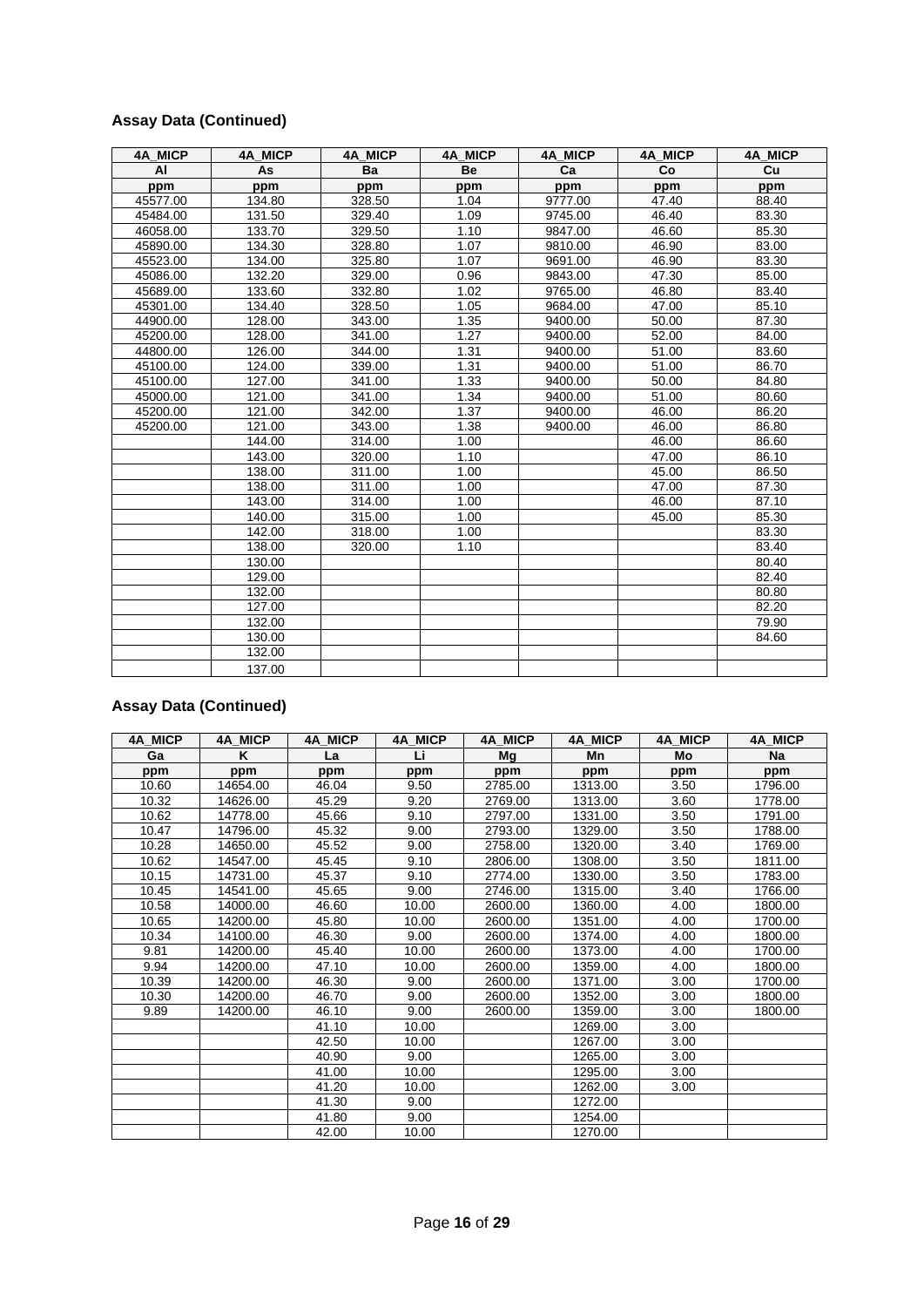## Assay Data (Continued)

| 4A_MICP | 4A_MICP | 4A_MICP | 4A_MICP | 4A_MICP | 4A_MICP | 4A_MICP |
|---|---|---|---|---|---|---|
| Al | As | Ba | Be | Ca | Co | Cu |
| ppm | ppm | ppm | ppm | ppm | ppm | ppm |
| 45577.00 | 134.80 | 328.50 | 1.04 | 9777.00 | 47.40 | 88.40 |
| 45484.00 | 131.50 | 329.40 | 1.09 | 9745.00 | 46.40 | 83.30 |
| 46058.00 | 133.70 | 329.50 | 1.10 | 9847.00 | 46.60 | 85.30 |
| 45890.00 | 134.30 | 328.80 | 1.07 | 9810.00 | 46.90 | 83.00 |
| 45523.00 | 134.00 | 325.80 | 1.07 | 9691.00 | 46.90 | 83.30 |
| 45086.00 | 132.20 | 329.00 | 0.96 | 9843.00 | 47.30 | 85.00 |
| 45689.00 | 133.60 | 332.80 | 1.02 | 9765.00 | 46.80 | 83.40 |
| 45301.00 | 134.40 | 328.50 | 1.05 | 9684.00 | 47.00 | 85.10 |
| 44900.00 | 128.00 | 343.00 | 1.35 | 9400.00 | 50.00 | 87.30 |
| 45200.00 | 128.00 | 341.00 | 1.27 | 9400.00 | 52.00 | 84.00 |
| 44800.00 | 126.00 | 344.00 | 1.31 | 9400.00 | 51.00 | 83.60 |
| 45100.00 | 124.00 | 339.00 | 1.31 | 9400.00 | 51.00 | 86.70 |
| 45100.00 | 127.00 | 341.00 | 1.33 | 9400.00 | 50.00 | 84.80 |
| 45000.00 | 121.00 | 341.00 | 1.34 | 9400.00 | 51.00 | 80.60 |
| 45200.00 | 121.00 | 342.00 | 1.37 | 9400.00 | 46.00 | 86.20 |
| 45200.00 | 121.00 | 343.00 | 1.38 | 9400.00 | 46.00 | 86.80 |
| | 144.00 | 314.00 | 1.00 | | 46.00 | 86.60 |
| | 143.00 | 320.00 | 1.10 | | 47.00 | 86.10 |
| | 138.00 | 311.00 | 1.00 | | 45.00 | 86.50 |
| | 138.00 | 311.00 | 1.00 | | 47.00 | 87.30 |
| | 143.00 | 314.00 | 1.00 | | 46.00 | 87.10 |
| | 140.00 | 315.00 | 1.00 | | 45.00 | 85.30 |
| | 142.00 | 318.00 | 1.00 | | | 83.30 |
| | 138.00 | 320.00 | 1.10 | | | 83.40 |
| | 130.00 | | | | | 80.40 |
| | 129.00 | | | | | 82.40 |
| | 132.00 | | | | | 80.80 |
| | 127.00 | | | | | 82.20 |
| | 132.00 | | | | | 79.90 |
| | 130.00 | | | | | 84.60 |
| | 132.00 | | | | | |
| | 137.00 | | | | | |

## Assay Data (Continued)

| 4A_MICP | 4A_MICP | 4A_MICP | 4A_MICP | 4A_MICP | 4A_MICP | 4A_MICP | 4A_MICP |
|---|---|---|---|---|---|---|---|
| Ga | K | La | Li | Mg | Mn | Mo | Na |
| ppm | ppm | ppm | ppm | ppm | ppm | ppm | ppm |
| 10.60 | 14654.00 | 46.04 | 9.50 | 2785.00 | 1313.00 | 3.50 | 1796.00 |
| 10.32 | 14626.00 | 45.29 | 9.20 | 2769.00 | 1313.00 | 3.60 | 1778.00 |
| 10.62 | 14778.00 | 45.66 | 9.10 | 2797.00 | 1331.00 | 3.50 | 1791.00 |
| 10.47 | 14796.00 | 45.32 | 9.00 | 2793.00 | 1329.00 | 3.50 | 1788.00 |
| 10.28 | 14650.00 | 45.52 | 9.00 | 2758.00 | 1320.00 | 3.40 | 1769.00 |
| 10.62 | 14547.00 | 45.45 | 9.10 | 2806.00 | 1308.00 | 3.50 | 1811.00 |
| 10.15 | 14731.00 | 45.37 | 9.10 | 2774.00 | 1330.00 | 3.50 | 1783.00 |
| 10.45 | 14541.00 | 45.65 | 9.00 | 2746.00 | 1315.00 | 3.40 | 1766.00 |
| 10.58 | 14000.00 | 46.60 | 10.00 | 2600.00 | 1360.00 | 4.00 | 1800.00 |
| 10.65 | 14200.00 | 45.80 | 10.00 | 2600.00 | 1351.00 | 4.00 | 1700.00 |
| 10.34 | 14100.00 | 46.30 | 9.00 | 2600.00 | 1374.00 | 4.00 | 1800.00 |
| 9.81 | 14200.00 | 45.40 | 10.00 | 2600.00 | 1373.00 | 4.00 | 1700.00 |
| 9.94 | 14200.00 | 47.10 | 10.00 | 2600.00 | 1359.00 | 4.00 | 1800.00 |
| 10.39 | 14200.00 | 46.30 | 9.00 | 2600.00 | 1371.00 | 3.00 | 1700.00 |
| 10.30 | 14200.00 | 46.70 | 9.00 | 2600.00 | 1352.00 | 3.00 | 1800.00 |
| 9.89 | 14200.00 | 46.10 | 9.00 | 2600.00 | 1359.00 | 3.00 | 1800.00 |
| | | 41.10 | 10.00 | | 1269.00 | 3.00 | |
| | | 42.50 | 10.00 | | 1267.00 | 3.00 | |
| | | 40.90 | 9.00 | | 1265.00 | 3.00 | |
| | | 41.00 | 10.00 | | 1295.00 | 3.00 | |
| | | 41.20 | 10.00 | | 1262.00 | 3.00 | |
| | | 41.30 | 9.00 | | 1272.00 | | |
| | | 41.80 | 9.00 | | 1254.00 | | |
| | | 42.00 | 10.00 | | 1270.00 | | |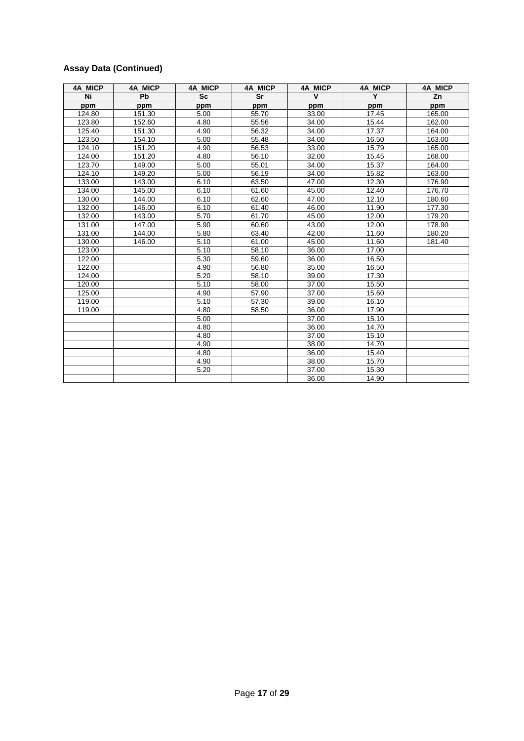## Assay Data (Continued)

| 4A_MICP | 4A_MICP | 4A_MICP | 4A_MICP | 4A_MICP | 4A_MICP | 4A_MICP |
|---|---|---|---|---|---|---|
| Ni | Pb | Sc | Sr | V | Y | Zn |
| ppm | ppm | ppm | ppm | ppm | ppm | ppm |
| 124.80 | 151.30 | 5.00 | 55.70 | 33.00 | 17.45 | 165.00 |
| 123.80 | 152.60 | 4.80 | 55.56 | 34.00 | 15.44 | 162.00 |
| 125.40 | 151.30 | 4.90 | 56.32 | 34.00 | 17.37 | 164.00 |
| 123.50 | 154.10 | 5.00 | 55.48 | 34.00 | 16.50 | 163.00 |
| 124.10 | 151.20 | 4.90 | 56.53 | 33.00 | 15.79 | 165.00 |
| 124.00 | 151.20 | 4.80 | 56.10 | 32.00 | 15.45 | 168.00 |
| 123.70 | 149.00 | 5.00 | 55.01 | 34.00 | 15.37 | 164.00 |
| 124.10 | 149.20 | 5.00 | 56.19 | 34.00 | 15.82 | 163.00 |
| 133.00 | 143.00 | 6.10 | 63.50 | 47.00 | 12.30 | 176.90 |
| 134.00 | 145.00 | 6.10 | 61.60 | 45.00 | 12.40 | 176.70 |
| 130.00 | 144.00 | 6.10 | 62.60 | 47.00 | 12.10 | 180.60 |
| 132.00 | 146.00 | 6.10 | 61.40 | 46.00 | 11.90 | 177.30 |
| 132.00 | 143.00 | 5.70 | 61.70 | 45.00 | 12.00 | 179.20 |
| 131.00 | 147.00 | 5.90 | 60.60 | 43.00 | 12.00 | 178.90 |
| 131.00 | 144.00 | 5.80 | 63.40 | 42.00 | 11.60 | 180.20 |
| 130.00 | 146.00 | 5.10 | 61.00 | 45.00 | 11.60 | 181.40 |
| 123.00 | | 5.10 | 58.10 | 36.00 | 17.00 | |
| 122.00 | | 5.30 | 59.60 | 36.00 | 16.50 | |
| 122.00 | | 4.90 | 56.80 | 35.00 | 16.50 | |
| 124.00 | | 5.20 | 58.10 | 39.00 | 17.30 | |
| 120.00 | | 5.10 | 58.00 | 37.00 | 15.50 | |
| 125.00 | | 4.90 | 57.90 | 37.00 | 15.60 | |
| 119.00 | | 5.10 | 57.30 | 39.00 | 16.10 | |
| 119.00 | | 4.80 | 58.50 | 36.00 | 17.90 | |
| | | 5.00 | | 37.00 | 15.10 | |
| | | 4.80 | | 36.00 | 14.70 | |
| | | 4.80 | | 37.00 | 15.10 | |
| | | 4.90 | | 38.00 | 14.70 | |
| | | 4.80 | | 36.00 | 15.40 | |
| | | 4.90 | | 38.00 | 15.70 | |
| | | 5.20 | | 37.00 | 15.30 | |
| | | | | 36.00 | 14.90 | |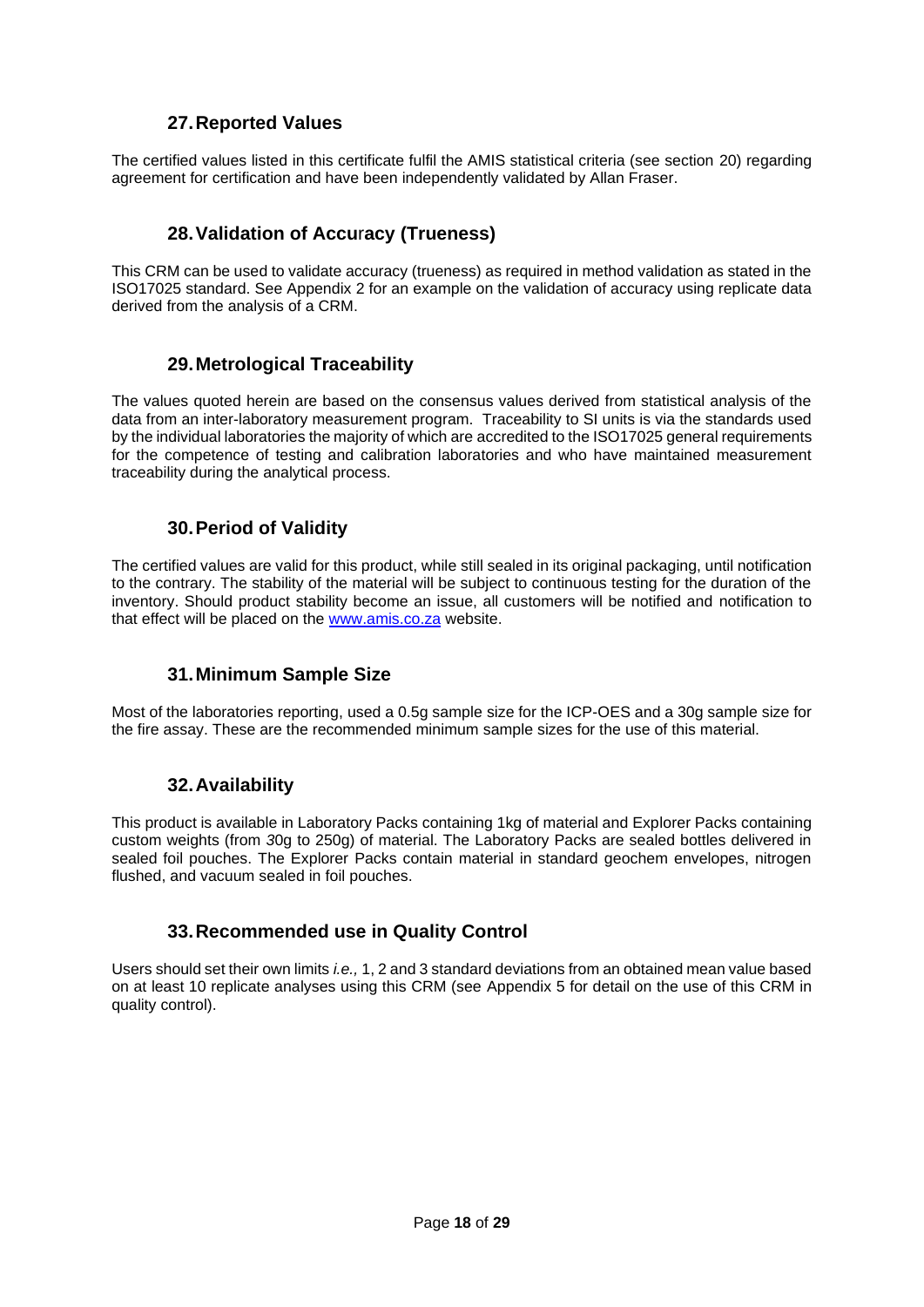## 27. Reported Values

The certified values listed in this certificate fulfil the AMIS statistical criteria (see section 20) regarding agreement for certification and have been independently validated by Allan Fraser.

## 28. Validation of Accuracy (Trueness)

This CRM can be used to validate accuracy (trueness) as required in method validation as stated in the ISO17025 standard. See Appendix 2 for an example on the validation of accuracy using replicate data derived from the analysis of a CRM.

## 29. Metrological Traceability

The values quoted herein are based on the consensus values derived from statistical analysis of the data from an inter-laboratory measurement program. Traceability to SI units is via the standards used by the individual laboratories the majority of which are accredited to the ISO17025 general requirements for the competence of testing and calibration laboratories and who have maintained measurement traceability during the analytical process.

## 30. Period of Validity

The certified values are valid for this product, while still sealed in its original packaging, until notification to the contrary. The stability of the material will be subject to continuous testing for the duration of the inventory. Should product stability become an issue, all customers will be notified and notification to that effect will be placed on the www.amis.co.za website.

## 31. Minimum Sample Size

Most of the laboratories reporting, used a 0.5g sample size for the ICP-OES and a 30g sample size for the fire assay. These are the recommended minimum sample sizes for the use of this material.

## 32. Availability

This product is available in Laboratory Packs containing 1kg of material and Explorer Packs containing custom weights (from 30g to 250g) of material. The Laboratory Packs are sealed bottles delivered in sealed foil pouches. The Explorer Packs contain material in standard geochem envelopes, nitrogen flushed, and vacuum sealed in foil pouches.

## 33. Recommended use in Quality Control

Users should set their own limits *i.e.,* 1, 2 and 3 standard deviations from an obtained mean value based on at least 10 replicate analyses using this CRM (see Appendix 5 for detail on the use of this CRM in quality control).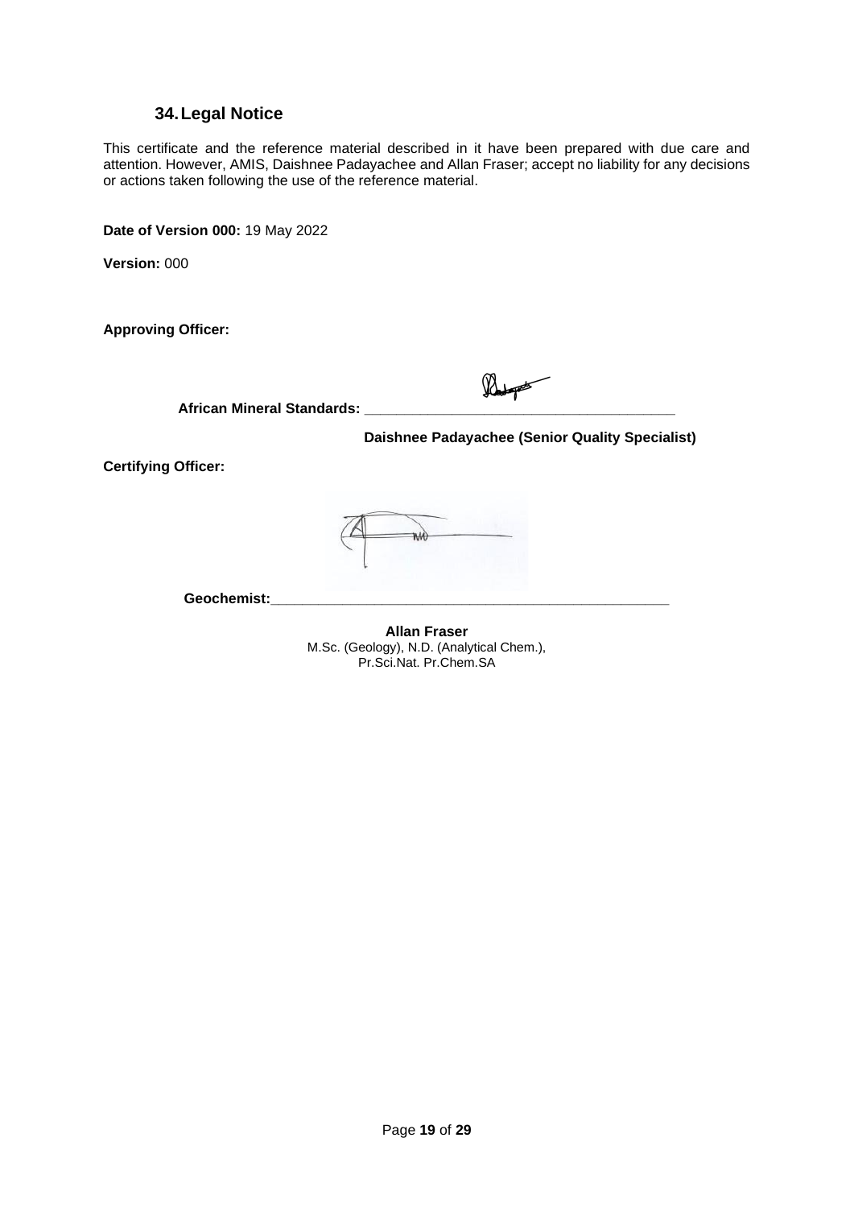## 34. Legal Notice

This certificate and the reference material described in it have been prepared with due care and attention. However, AMIS, Daishnee Padayachee and Allan Fraser; accept no liability for any decisions or actions taken following the use of the reference material.

**Date of Version 000:** 19 May 2022

**Version:** 000

**Approving Officer:**

**African Mineral Standards:** ______________________________________

**Daishnee Padayachee (Senior Quality Specialist)**

**Certifying Officer:**

**Geochemist:**______________________________________________________

**Allan Fraser**
M.Sc. (Geology), N.D. (Analytical Chem.),
Pr.Sci.Nat. Pr.Chem.SA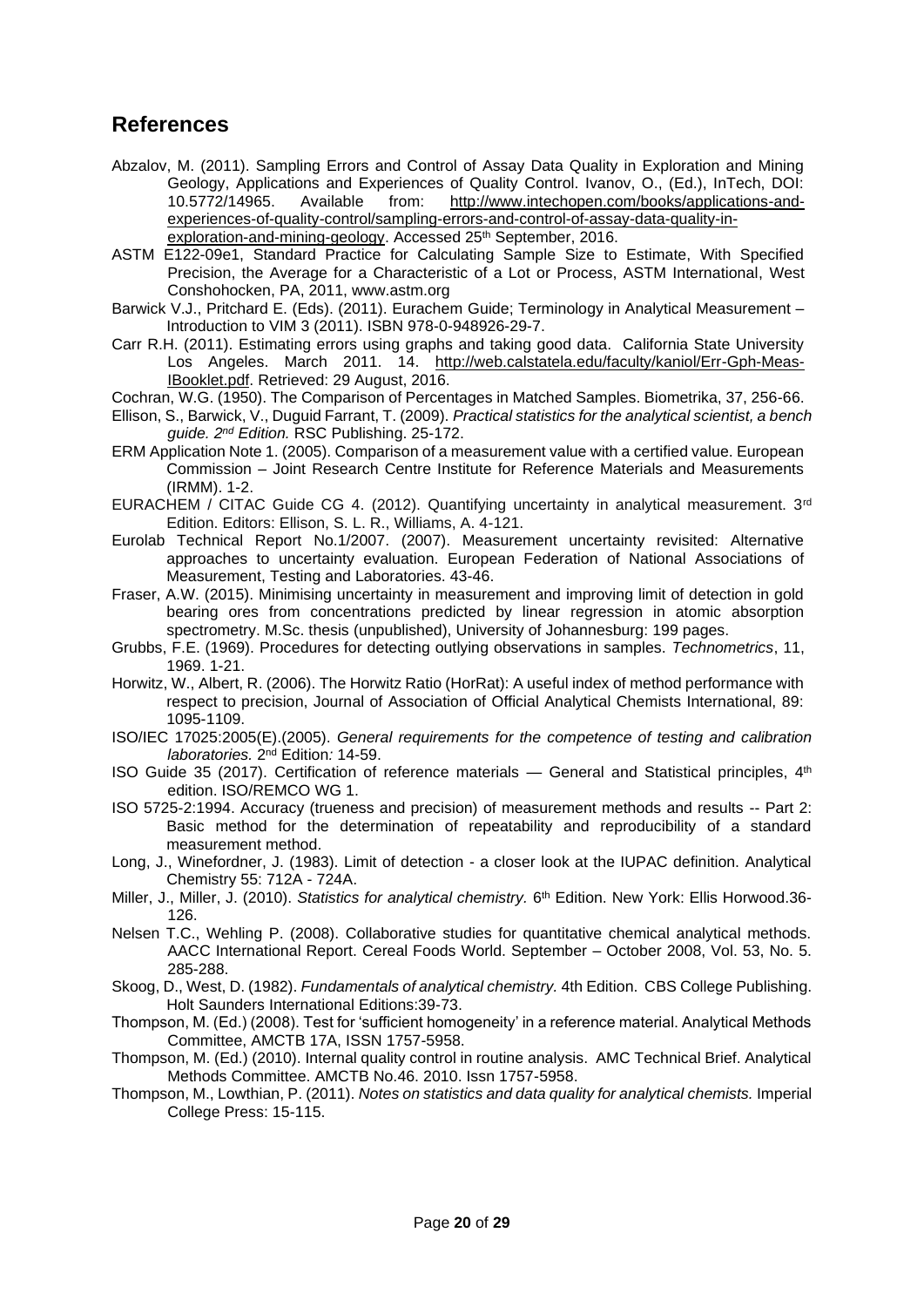## References

Abzalov, M. (2011). Sampling Errors and Control of Assay Data Quality in Exploration and Mining Geology, Applications and Experiences of Quality Control. Ivanov, O., (Ed.), InTech, DOI: 10.5772/14965. Available from: http://www.intechopen.com/books/applications-and-experiences-of-quality-control/sampling-errors-and-control-of-assay-data-quality-in-exploration-and-mining-geology. Accessed 25th September, 2016.

ASTM E122-09e1, Standard Practice for Calculating Sample Size to Estimate, With Specified Precision, the Average for a Characteristic of a Lot or Process, ASTM International, West Conshohocken, PA, 2011, www.astm.org

Barwick V.J., Pritchard E. (Eds). (2011). Eurachem Guide; Terminology in Analytical Measurement – Introduction to VIM 3 (2011). ISBN 978-0-948926-29-7.

Carr R.H. (2011). Estimating errors using graphs and taking good data. California State University Los Angeles. March 2011. 14. http://web.calstatela.edu/faculty/kaniol/Err-Gph-Meas-IBooklet.pdf. Retrieved: 29 August, 2016.

Cochran, W.G. (1950). The Comparison of Percentages in Matched Samples. Biometrika, 37, 256-66.

Ellison, S., Barwick, V., Duguid Farrant, T. (2009). *Practical statistics for the analytical scientist, a bench guide. 2nd Edition.* RSC Publishing. 25-172.

ERM Application Note 1. (2005). Comparison of a measurement value with a certified value. European Commission – Joint Research Centre Institute for Reference Materials and Measurements (IRMM). 1-2.

EURACHEM / CITAC Guide CG 4. (2012). Quantifying uncertainty in analytical measurement. 3rd Edition. Editors: Ellison, S. L. R., Williams, A. 4-121.

Eurolab Technical Report No.1/2007. (2007). Measurement uncertainty revisited: Alternative approaches to uncertainty evaluation. European Federation of National Associations of Measurement, Testing and Laboratories. 43-46.

Fraser, A.W. (2015). Minimising uncertainty in measurement and improving limit of detection in gold bearing ores from concentrations predicted by linear regression in atomic absorption spectrometry. M.Sc. thesis (unpublished), University of Johannesburg: 199 pages.

Grubbs, F.E. (1969). Procedures for detecting outlying observations in samples. *Technometrics*, 11, 1969. 1-21.

Horwitz, W., Albert, R. (2006). The Horwitz Ratio (HorRat): A useful index of method performance with respect to precision, Journal of Association of Official Analytical Chemists International, 89: 1095-1109.

ISO/IEC 17025:2005(E).(2005). *General requirements for the competence of testing and calibration laboratories.* 2nd Edition*:* 14-59.

ISO Guide 35 (2017). Certification of reference materials — General and Statistical principles, 4th edition. ISO/REMCO WG 1.

ISO 5725-2:1994. Accuracy (trueness and precision) of measurement methods and results -- Part 2: Basic method for the determination of repeatability and reproducibility of a standard measurement method.

Long, J., Winefordner, J. (1983). Limit of detection - a closer look at the IUPAC definition. Analytical Chemistry 55: 712A - 724A.

Miller, J., Miller, J. (2010). *Statistics for analytical chemistry.* 6th Edition. New York: Ellis Horwood.36-126.

Nelsen T.C., Wehling P. (2008). Collaborative studies for quantitative chemical analytical methods. AACC International Report. Cereal Foods World. September – October 2008, Vol. 53, No. 5. 285-288.

Skoog, D., West, D. (1982). *Fundamentals of analytical chemistry.* 4th Edition. CBS College Publishing. Holt Saunders International Editions:39-73.

Thompson, M. (Ed.) (2008). Test for 'sufficient homogeneity' in a reference material. Analytical Methods Committee, AMCTB 17A, ISSN 1757-5958.

Thompson, M. (Ed.) (2010). Internal quality control in routine analysis. AMC Technical Brief. Analytical Methods Committee. AMCTB No.46. 2010. Issn 1757-5958.

Thompson, M., Lowthian, P. (2011). *Notes on statistics and data quality for analytical chemists.* Imperial College Press: 15-115.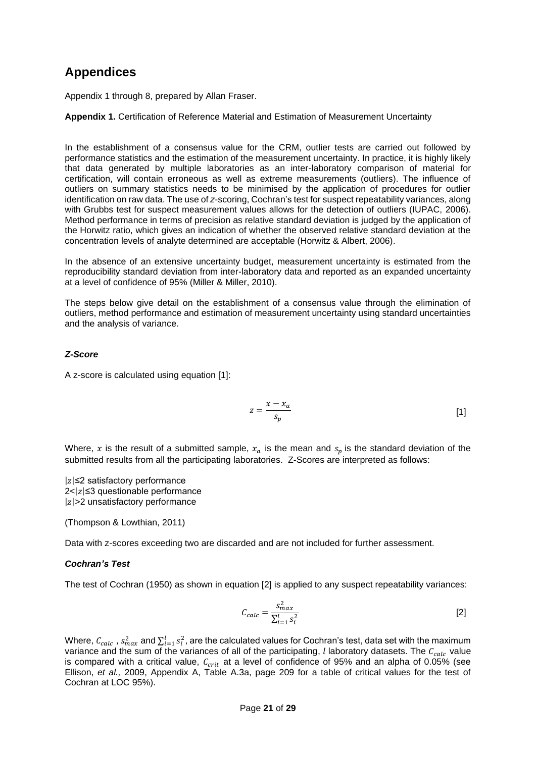# Appendices

Appendix 1 through 8, prepared by Allan Fraser.

**Appendix 1.** Certification of Reference Material and Estimation of Measurement Uncertainty

In the establishment of a consensus value for the CRM, outlier tests are carried out followed by performance statistics and the estimation of the measurement uncertainty. In practice, it is highly likely that data generated by multiple laboratories as an inter-laboratory comparison of material for certification, will contain erroneous as well as extreme measurements (outliers). The influence of outliers on summary statistics needs to be minimised by the application of procedures for outlier identification on raw data. The use of *z*-scoring, Cochran's test for suspect repeatability variances, along with Grubbs test for suspect measurement values allows for the detection of outliers (IUPAC, 2006). Method performance in terms of precision as relative standard deviation is judged by the application of the Horwitz ratio, which gives an indication of whether the observed relative standard deviation at the concentration levels of analyte determined are acceptable (Horwitz & Albert, 2006).

In the absence of an extensive uncertainty budget, measurement uncertainty is estimated from the reproducibility standard deviation from inter-laboratory data and reported as an expanded uncertainty at a level of confidence of 95% (Miller & Miller, 2010).

The steps below give detail on the establishment of a consensus value through the elimination of outliers, method performance and estimation of measurement uncertainty using standard uncertainties and the analysis of variance.

### *Z-Score*

A z-score is calculated using equation [1]:

$$z = \frac{x - x_a}{s_p} \qquad [1]$$

Where, $x$ is the result of a submitted sample, $x_a$ is the mean and $s_p$ is the standard deviation of the submitted results from all the participating laboratories. Z-Scores are interpreted as follows:

$|z| \leq 2$ satisfactory performance
$2 < |z| \leq 3$ questionable performance
$|z| > 2$ unsatisfactory performance

(Thompson & Lowthian, 2011)

Data with z-scores exceeding two are discarded and are not included for further assessment.

### *Cochran's Test*

The test of Cochran (1950) as shown in equation [2] is applied to any suspect repeatability variances:

$$C_{calc} = \frac{s_{max}^2}{\sum_{i=1}^{l} s_i^2} \qquad [2]$$

Where, $C_{calc}$ , $s_{max}^2$ and $\sum_{i=1}^{l} s_i^2$, are the calculated values for Cochran's test, data set with the maximum variance and the sum of the variances of all of the participating, $l$ laboratory datasets. The $C_{calc}$ value is compared with a critical value, $C_{crit}$ at a level of confidence of 95% and an alpha of 0.05% (see Ellison, *et al.,* 2009, Appendix A, Table A.3a, page 209 for a table of critical values for the test of Cochran at LOC 95%).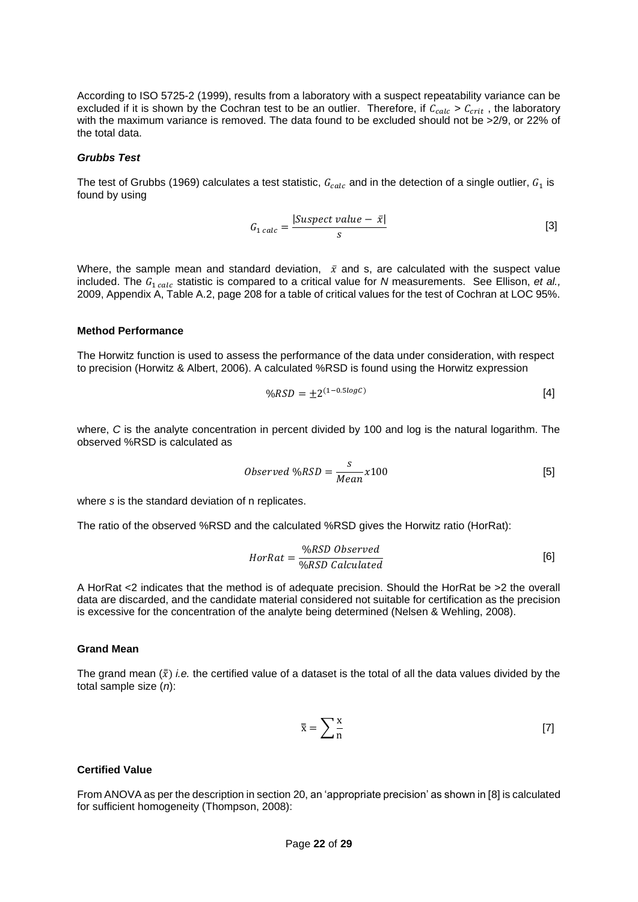According to ISO 5725-2 (1999), results from a laboratory with a suspect repeatability variance can be excluded if it is shown by the Cochran test to be an outlier. Therefore, if $C_{calc}$ > $C_{crit}$ , the laboratory with the maximum variance is removed. The data found to be excluded should not be >2/9, or 22% of the total data.

#### *Grubbs Test*

The test of Grubbs (1969) calculates a test statistic, $G_{calc}$ and in the detection of a single outlier, $G_1$ is found by using

$$G_{1\,calc} = \frac{|Suspect\ value - \bar{x}|}{s} \qquad [3]$$

Where, the sample mean and standard deviation, $\bar{x}$ and s, are calculated with the suspect value included. The $G_{1\,calc}$ statistic is compared to a critical value for *N* measurements. See Ellison, *et al.,* 2009, Appendix A, Table A.2, page 208 for a table of critical values for the test of Cochran at LOC 95%.

### Method Performance

The Horwitz function is used to assess the performance of the data under consideration, with respect to precision (Horwitz & Albert, 2006). A calculated %RSD is found using the Horwitz expression

$$\%RSD = \pm 2^{(1-0.5logC)} \qquad [4]$$

where, *C* is the analyte concentration in percent divided by 100 and log is the natural logarithm. The observed %RSD is calculated as

$$Observed\ \%RSD = \frac{s}{Mean} x100 \qquad [5]$$

where *s* is the standard deviation of n replicates.

The ratio of the observed %RSD and the calculated %RSD gives the Horwitz ratio (HorRat):

$$HorRat = \frac{\%RSD\ Observed}{\%RSD\ Calculated} \qquad [6]$$

A HorRat <2 indicates that the method is of adequate precision. Should the HorRat be >2 the overall data are discarded, and the candidate material considered not suitable for certification as the precision is excessive for the concentration of the analyte being determined (Nelsen & Wehling, 2008).

### Grand Mean

The grand mean ($\bar{\bar{x}}$) *i.e.* the certified value of a dataset is the total of all the data values divided by the total sample size (*n*):

$$\bar{\bar{x}} = \sum \frac{x}{n} \qquad [7]$$

### Certified Value

From ANOVA as per the description in section 20, an 'appropriate precision' as shown in [8] is calculated for sufficient homogeneity (Thompson, 2008):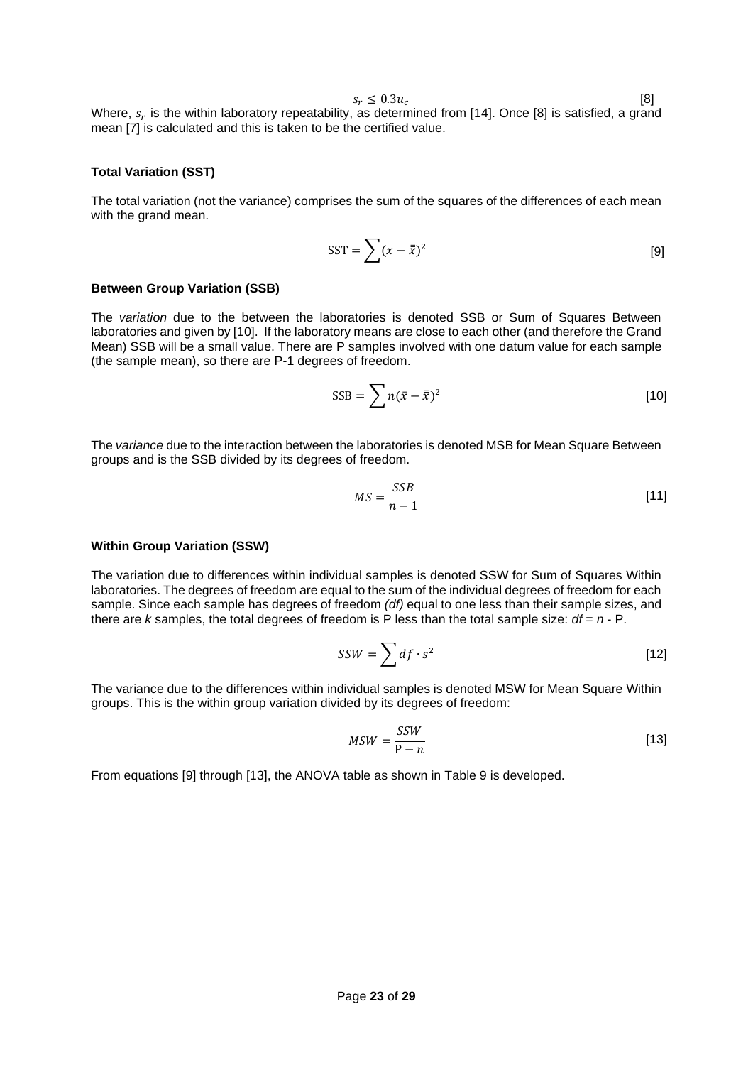$$s_r \leq 0.3u_c \quad [8]$$

Where, $s_r$ is the within laboratory repeatability, as determined from [14]. Once [8] is satisfied, a grand mean [7] is calculated and this is taken to be the certified value.

**Total Variation (SST)**

The total variation (not the variance) comprises the sum of the squares of the differences of each mean with the grand mean.

$$\text{SST} = \sum (x - \bar{\bar{x}})^2 \quad [9]$$

**Between Group Variation (SSB)**

The *variation* due to the between the laboratories is denoted SSB or Sum of Squares Between laboratories and given by [10]. If the laboratory means are close to each other (and therefore the Grand Mean) SSB will be a small value. There are P samples involved with one datum value for each sample (the sample mean), so there are P-1 degrees of freedom.

$$\text{SSB} = \sum n(\bar{x} - \bar{\bar{x}})^2 \quad [10]$$

The *variance* due to the interaction between the laboratories is denoted MSB for Mean Square Between groups and is the SSB divided by its degrees of freedom.

$$MS = \frac{SSB}{n - 1} \quad [11]$$

**Within Group Variation (SSW)**

The variation due to differences within individual samples is denoted SSW for Sum of Squares Within laboratories. The degrees of freedom are equal to the sum of the individual degrees of freedom for each sample. Since each sample has degrees of freedom *(df)* equal to one less than their sample sizes, and there are *k* samples, the total degrees of freedom is P less than the total sample size: *df* = *n* - P.

$$SSW = \sum df \cdot s^2 \quad [12]$$

The variance due to the differences within individual samples is denoted MSW for Mean Square Within groups. This is the within group variation divided by its degrees of freedom:

$$MSW = \frac{SSW}{\text{P} - n} \quad [13]$$

From equations [9] through [13], the ANOVA table as shown in Table 9 is developed.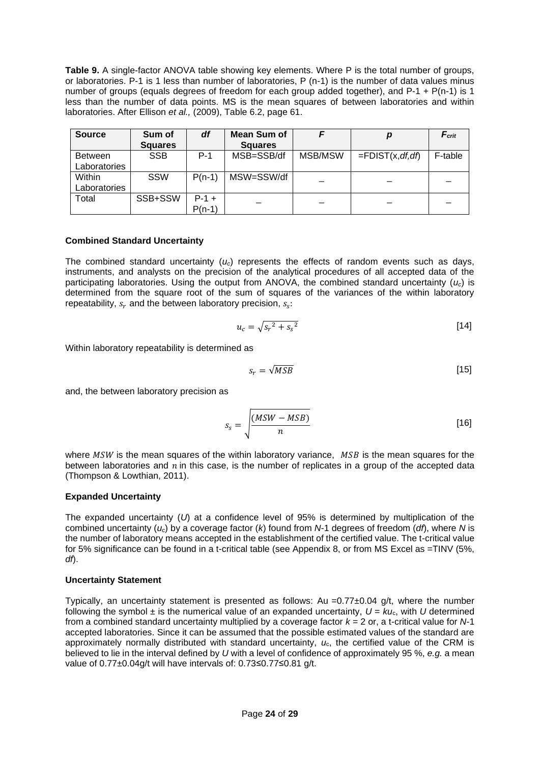**Table 9.** A single-factor ANOVA table showing key elements. Where P is the total number of groups, or laboratories. P-1 is 1 less than number of laboratories, P (n-1) is the number of data values minus number of groups (equals degrees of freedom for each group added together), and P-1 + P(n-1) is 1 less than the number of data points. MS is the mean squares of between laboratories and within laboratories. After Ellison *et al.,* (2009), Table 6.2, page 61.

| Source | Sum of Squares | *df* | Mean Sum of Squares | *F* | *p* | $F_{crit}$ |
|---|---|---|---|---|---|---|
| Between Laboratories | SSB | P-1 | MSB=SSB/df | MSB/MSW | =FDIST(x,*df*,*df*) | F-table |
| Within Laboratories | SSW | P(n-1) | MSW=SSW/df | – | – | – |
| Total | SSB+SSW | P-1 + P(n-1) | – | – | – | – |

**Combined Standard Uncertainty**

The combined standard uncertainty ($u_c$) represents the effects of random events such as days, instruments, and analysts on the precision of the analytical procedures of all accepted data of the participating laboratories. Using the output from ANOVA, the combined standard uncertainty ($u_c$) is determined from the square root of the sum of squares of the variances of the within laboratory repeatability, $s_r$ and the between laboratory precision, $s_s$:

$$u_c = \sqrt{s_r^{\,2} + s_s^{\,2}} \qquad [14]$$

Within laboratory repeatability is determined as

$$s_r = \sqrt{MSB} \qquad [15]$$

and, the between laboratory precision as

$$s_s = \sqrt{\frac{(MSW - MSB)}{n}} \qquad [16]$$

where $MSW$ is the mean squares of the within laboratory variance, $MSB$ is the mean squares for the between laboratories and $n$ in this case, is the number of replicates in a group of the accepted data (Thompson & Lowthian, 2011).

**Expanded Uncertainty**

The expanded uncertainty ($U$) at a confidence level of 95% is determined by multiplication of the combined uncertainty ($u_c$) by a coverage factor ($k$) found from $N$-1 degrees of freedom (*df*), where $N$ is the number of laboratory means accepted in the establishment of the certified value. The t-critical value for 5% significance can be found in a t-critical table (see Appendix 8, or from MS Excel as =TINV (5%, *df*).

**Uncertainty Statement**

Typically, an uncertainty statement is presented as follows: Au =0.77±0.04 g/t, where the number following the symbol ± is the numerical value of an expanded uncertainty, $U = ku_c$, with $U$ determined from a combined standard uncertainty multiplied by a coverage factor $k$ = 2 or, a t-critical value for $N$-1 accepted laboratories. Since it can be assumed that the possible estimated values of the standard are approximately normally distributed with standard uncertainty, $u_c$, the certified value of the CRM is believed to lie in the interval defined by $U$ with a level of confidence of approximately 95 %, *e.g.* a mean value of 0.77±0.04g/t will have intervals of: 0.73≤0.77≤0.81 g/t.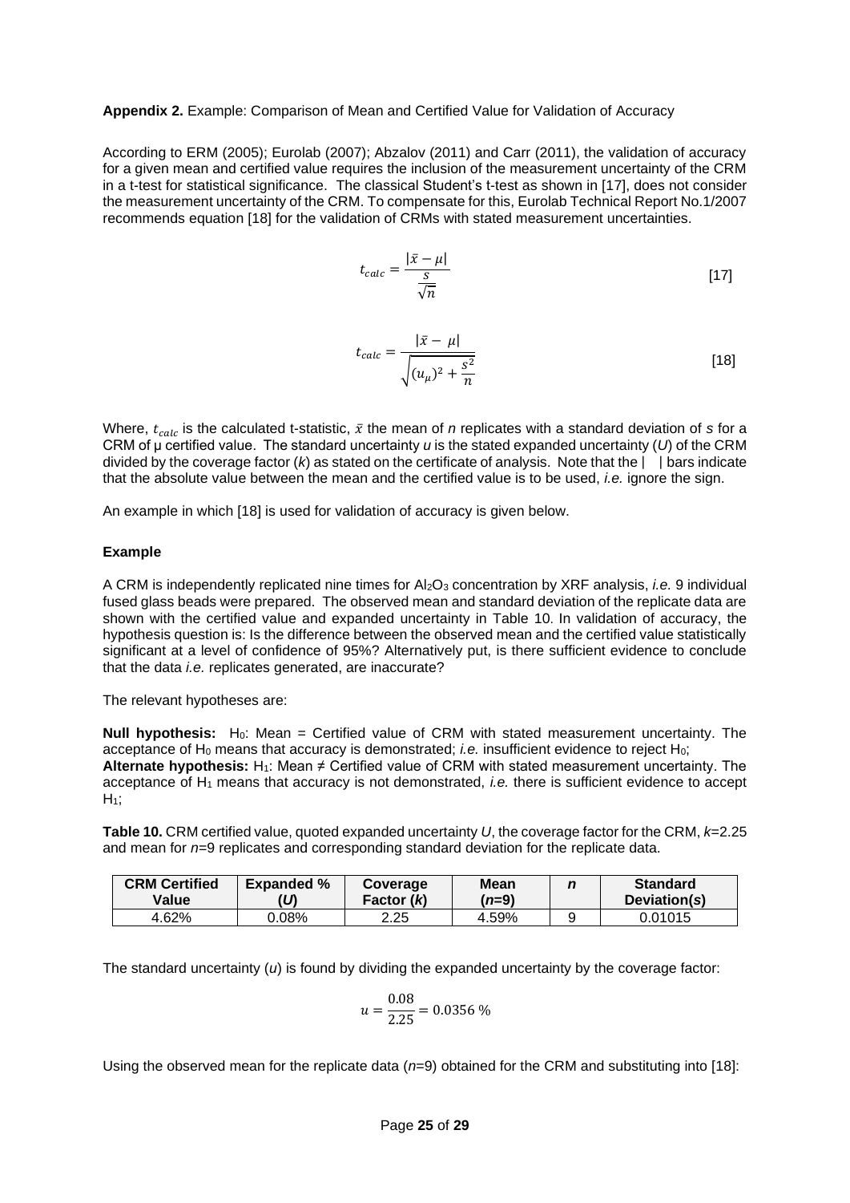**Appendix 2.** Example: Comparison of Mean and Certified Value for Validation of Accuracy

According to ERM (2005); Eurolab (2007); Abzalov (2011) and Carr (2011), the validation of accuracy for a given mean and certified value requires the inclusion of the measurement uncertainty of the CRM in a t-test for statistical significance. The classical Student's t-test as shown in [17], does not consider the measurement uncertainty of the CRM. To compensate for this, Eurolab Technical Report No.1/2007 recommends equation [18] for the validation of CRMs with stated measurement uncertainties.

$$t_{calc} = \frac{|\bar{x} - \mu|}{\frac{s}{\sqrt{n}}} \qquad [17]$$

$$t_{calc} = \frac{|\bar{x} - \mu|}{\sqrt{(u_{\mu})^2 + \frac{s^2}{n}}} \qquad [18]$$

Where, $t_{calc}$ is the calculated t-statistic, $\bar{x}$ the mean of *n* replicates with a standard deviation of *s* for a CRM of μ certified value. The standard uncertainty *u* is the stated expanded uncertainty (*U*) of the CRM divided by the coverage factor (*k*) as stated on the certificate of analysis. Note that the | | bars indicate that the absolute value between the mean and the certified value is to be used, *i.e.* ignore the sign.

An example in which [18] is used for validation of accuracy is given below.

**Example**

A CRM is independently replicated nine times for $Al_2O_3$ concentration by XRF analysis, *i.e.* 9 individual fused glass beads were prepared. The observed mean and standard deviation of the replicate data are shown with the certified value and expanded uncertainty in Table 10. In validation of accuracy, the hypothesis question is: Is the difference between the observed mean and the certified value statistically significant at a level of confidence of 95%? Alternatively put, is there sufficient evidence to conclude that the data *i.e.* replicates generated, are inaccurate?

The relevant hypotheses are:

**Null hypothesis:** $H_0$: Mean = Certified value of CRM with stated measurement uncertainty. The acceptance of $H_0$ means that accuracy is demonstrated; *i.e.* insufficient evidence to reject $H_0$;
**Alternate hypothesis:** $H_1$: Mean ≠ Certified value of CRM with stated measurement uncertainty. The acceptance of $H_1$ means that accuracy is not demonstrated, *i.e.* there is sufficient evidence to accept $H_1$;

**Table 10.** CRM certified value, quoted expanded uncertainty *U*, the coverage factor for the CRM, *k*=2.25 and mean for *n*=9 replicates and corresponding standard deviation for the replicate data.

| CRM Certified Value | Expanded % (*U*) | Coverage Factor (*k*) | Mean (*n*=9) | *n* | Standard Deviation(*s*) |
|---|---|---|---|---|---|
| 4.62% | 0.08% | 2.25 | 4.59% | 9 | 0.01015 |

The standard uncertainty (*u*) is found by dividing the expanded uncertainty by the coverage factor:

$$u = \frac{0.08}{2.25} = 0.0356\ \%$$

Using the observed mean for the replicate data (*n*=9) obtained for the CRM and substituting into [18]: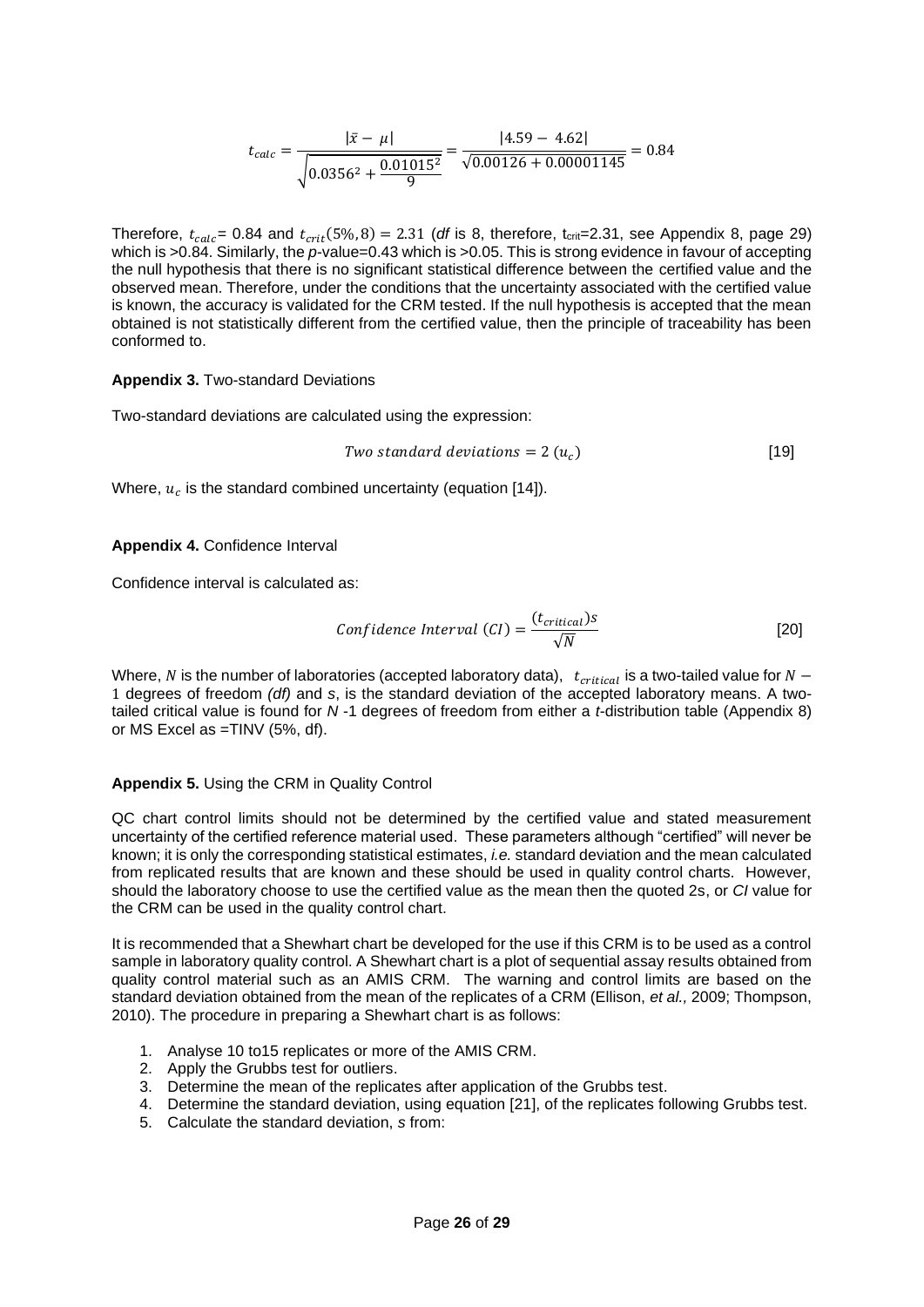$$t_{calc} = \frac{|\bar{x} - \mu|}{\sqrt{0.0356^2 + \frac{0.01015^2}{9}}} = \frac{|4.59 - 4.62|}{\sqrt{0.00126 + 0.00001145}} = 0.84$$

Therefore, $t_{calc}$= 0.84 and $t_{crit}(5\%, 8) = 2.31$ (*df* is 8, therefore, $t_{crit}$=2.31, see Appendix 8, page 29) which is >0.84. Similarly, the *p*-value=0.43 which is >0.05. This is strong evidence in favour of accepting the null hypothesis that there is no significant statistical difference between the certified value and the observed mean. Therefore, under the conditions that the uncertainty associated with the certified value is known, the accuracy is validated for the CRM tested. If the null hypothesis is accepted that the mean obtained is not statistically different from the certified value, then the principle of traceability has been conformed to.

**Appendix 3.** Two-standard Deviations

Two-standard deviations are calculated using the expression:

$$Two\ standard\ deviations = 2\ (u_c) \qquad [19]$$

Where, $u_c$ is the standard combined uncertainty (equation [14]).

**Appendix 4.** Confidence Interval

Confidence interval is calculated as:

$$Confidence\ Interval\ (CI) = \frac{(t_{critical})s}{\sqrt{N}} \qquad [20]$$

Where, $N$ is the number of laboratories (accepted laboratory data), $t_{critical}$ is a two-tailed value for $N - 1$ degrees of freedom *(df)* and *s*, is the standard deviation of the accepted laboratory means. A two-tailed critical value is found for *N* -1 degrees of freedom from either a *t*-distribution table (Appendix 8) or MS Excel as =TINV (5%, df).

**Appendix 5.** Using the CRM in Quality Control

QC chart control limits should not be determined by the certified value and stated measurement uncertainty of the certified reference material used. These parameters although "certified" will never be known; it is only the corresponding statistical estimates, *i.e.* standard deviation and the mean calculated from replicated results that are known and these should be used in quality control charts. However, should the laboratory choose to use the certified value as the mean then the quoted 2s, or *CI* value for the CRM can be used in the quality control chart.

It is recommended that a Shewhart chart be developed for the use if this CRM is to be used as a control sample in laboratory quality control. A Shewhart chart is a plot of sequential assay results obtained from quality control material such as an AMIS CRM. The warning and control limits are based on the standard deviation obtained from the mean of the replicates of a CRM (Ellison, *et al.,* 2009; Thompson, 2010). The procedure in preparing a Shewhart chart is as follows:

1. Analyse 10 to15 replicates or more of the AMIS CRM.
2. Apply the Grubbs test for outliers.
3. Determine the mean of the replicates after application of the Grubbs test.
4. Determine the standard deviation, using equation [21], of the replicates following Grubbs test.
5. Calculate the standard deviation, *s* from: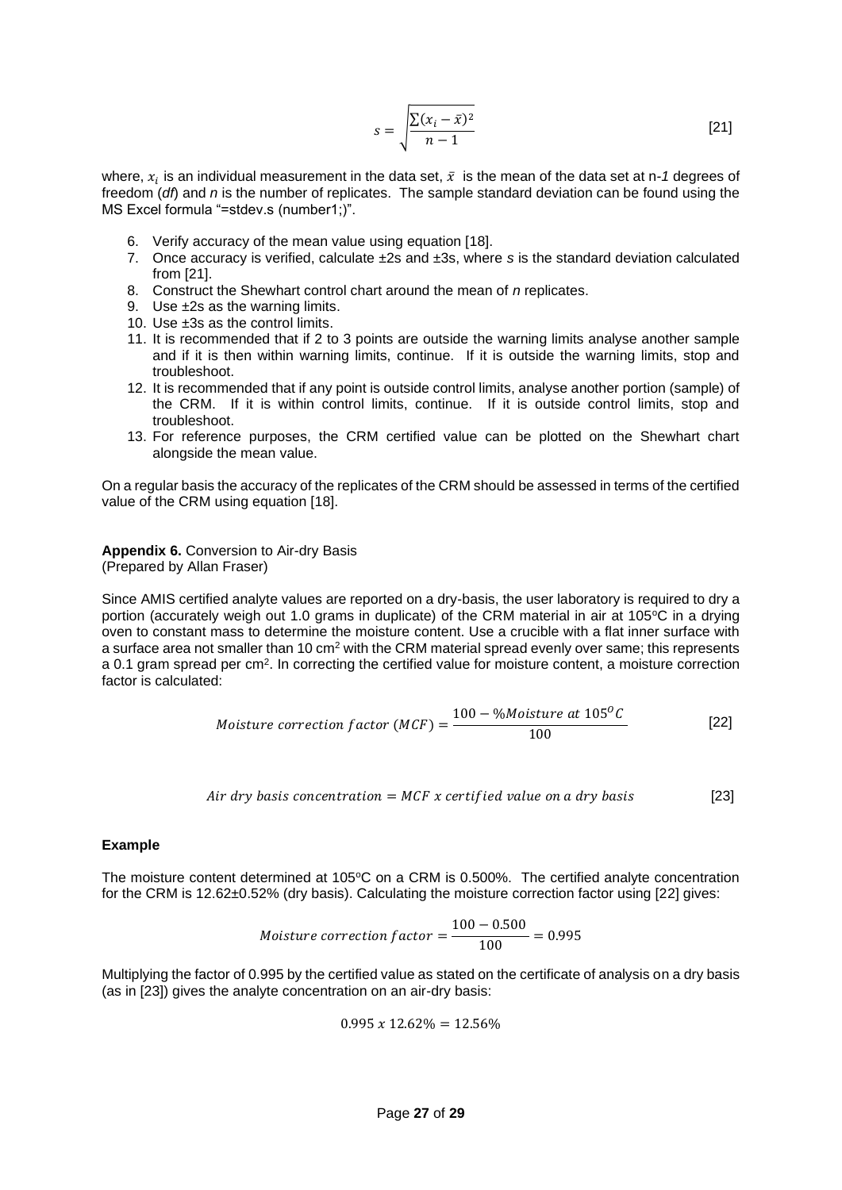$$s = \sqrt{\frac{\sum(x_i - \bar{x})^2}{n-1}} \quad [21]$$

where, $x_i$ is an individual measurement in the data set, $\bar{x}$ is the mean of the data set at n-*1* degrees of freedom (*df*) and *n* is the number of replicates. The sample standard deviation can be found using the MS Excel formula "=stdev.s (number1;)".

6. Verify accuracy of the mean value using equation [18].
7. Once accuracy is verified, calculate ±2s and ±3s, where *s* is the standard deviation calculated from [21].
8. Construct the Shewhart control chart around the mean of *n* replicates.
9. Use ±2s as the warning limits.
10. Use ±3s as the control limits.
11. It is recommended that if 2 to 3 points are outside the warning limits analyse another sample and if it is then within warning limits, continue. If it is outside the warning limits, stop and troubleshoot.
12. It is recommended that if any point is outside control limits, analyse another portion (sample) of the CRM. If it is within control limits, continue. If it is outside control limits, stop and troubleshoot.
13. For reference purposes, the CRM certified value can be plotted on the Shewhart chart alongside the mean value.

On a regular basis the accuracy of the replicates of the CRM should be assessed in terms of the certified value of the CRM using equation [18].

**Appendix 6.** Conversion to Air-dry Basis
(Prepared by Allan Fraser)

Since AMIS certified analyte values are reported on a dry-basis, the user laboratory is required to dry a portion (accurately weigh out 1.0 grams in duplicate) of the CRM material in air at 105°C in a drying oven to constant mass to determine the moisture content. Use a crucible with a flat inner surface with a surface area not smaller than 10 $cm^2$ with the CRM material spread evenly over same; this represents a 0.1 gram spread per $cm^2$. In correcting the certified value for moisture content, a moisture correction factor is calculated:

$$Moisture\ correction\ factor\ (MCF) = \frac{100 - \%Moisture\ at\ 105^{O}C}{100} \quad [22]$$

$$Air\ dry\ basis\ concentration = MCF\ x\ certified\ value\ on\ a\ dry\ basis \quad [23]$$

**Example**

The moisture content determined at 105°C on a CRM is 0.500%. The certified analyte concentration for the CRM is 12.62±0.52% (dry basis). Calculating the moisture correction factor using [22] gives:

$$Moisture\ correction\ factor = \frac{100 - 0.500}{100} = 0.995$$

Multiplying the factor of 0.995 by the certified value as stated on the certificate of analysis on a dry basis (as in [23]) gives the analyte concentration on an air-dry basis:

$$0.995\ x\ 12.62\% = 12.56\%$$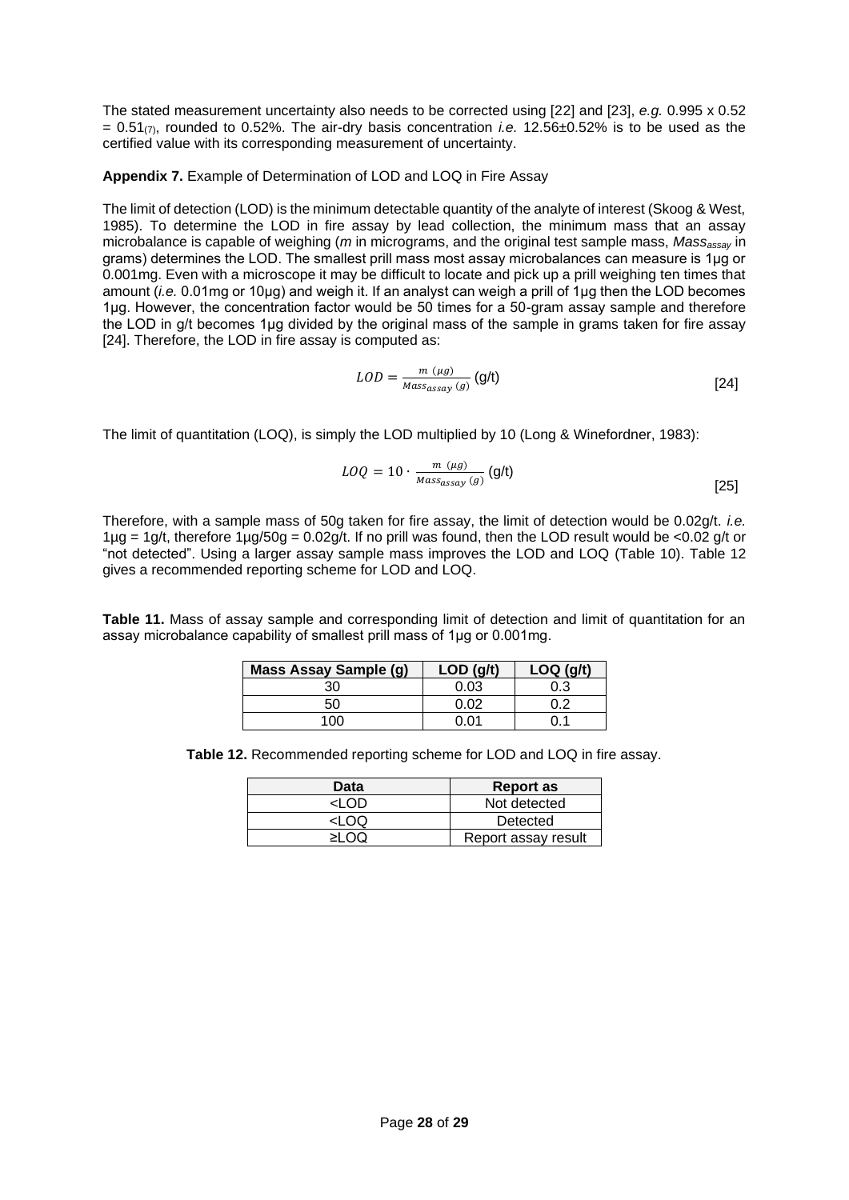The stated measurement uncertainty also needs to be corrected using [22] and [23], *e.g.* 0.995 x 0.52 = $0.51_{(7)}$, rounded to 0.52%. The air-dry basis concentration *i.e.* 12.56±0.52% is to be used as the certified value with its corresponding measurement of uncertainty.

**Appendix 7.** Example of Determination of LOD and LOQ in Fire Assay

The limit of detection (LOD) is the minimum detectable quantity of the analyte of interest (Skoog & West, 1985). To determine the LOD in fire assay by lead collection, the minimum mass that an assay microbalance is capable of weighing (*m* in micrograms, and the original test sample mass, $Mass_{assay}$ in grams) determines the LOD. The smallest prill mass most assay microbalances can measure is 1µg or 0.001mg. Even with a microscope it may be difficult to locate and pick up a prill weighing ten times that amount (*i.e.* 0.01mg or 10µg) and weigh it. If an analyst can weigh a prill of 1µg then the LOD becomes 1µg. However, the concentration factor would be 50 times for a 50-gram assay sample and therefore the LOD in g/t becomes 1µg divided by the original mass of the sample in grams taken for fire assay [24]. Therefore, the LOD in fire assay is computed as:

$$LOD = \frac{m\ (\mu g)}{Mass_{assay}\ (g)}\ \text{(g/t)} \qquad [24]$$

The limit of quantitation (LOQ), is simply the LOD multiplied by 10 (Long & Winefordner, 1983):

$$LOQ = 10 \cdot \frac{m\ (\mu g)}{Mass_{assay}\ (g)}\ \text{(g/t)} \qquad [25]$$

Therefore, with a sample mass of 50g taken for fire assay, the limit of detection would be 0.02g/t. *i.e.* 1µg = 1g/t, therefore 1µg/50g = 0.02g/t. If no prill was found, then the LOD result would be <0.02 g/t or "not detected". Using a larger assay sample mass improves the LOD and LOQ (Table 10). Table 12 gives a recommended reporting scheme for LOD and LOQ.

**Table 11.** Mass of assay sample and corresponding limit of detection and limit of quantitation for an assay microbalance capability of smallest prill mass of 1µg or 0.001mg.

| Mass Assay Sample (g) | LOD (g/t) | LOQ (g/t) |
|---|---|---|
| 30 | 0.03 | 0.3 |
| 50 | 0.02 | 0.2 |
| 100 | 0.01 | 0.1 |

**Table 12.** Recommended reporting scheme for LOD and LOQ in fire assay.

| Data | Report as |
|---|---|
| <LOD | Not detected |
| <LOQ | Detected |
| ≥LOQ | Report assay result |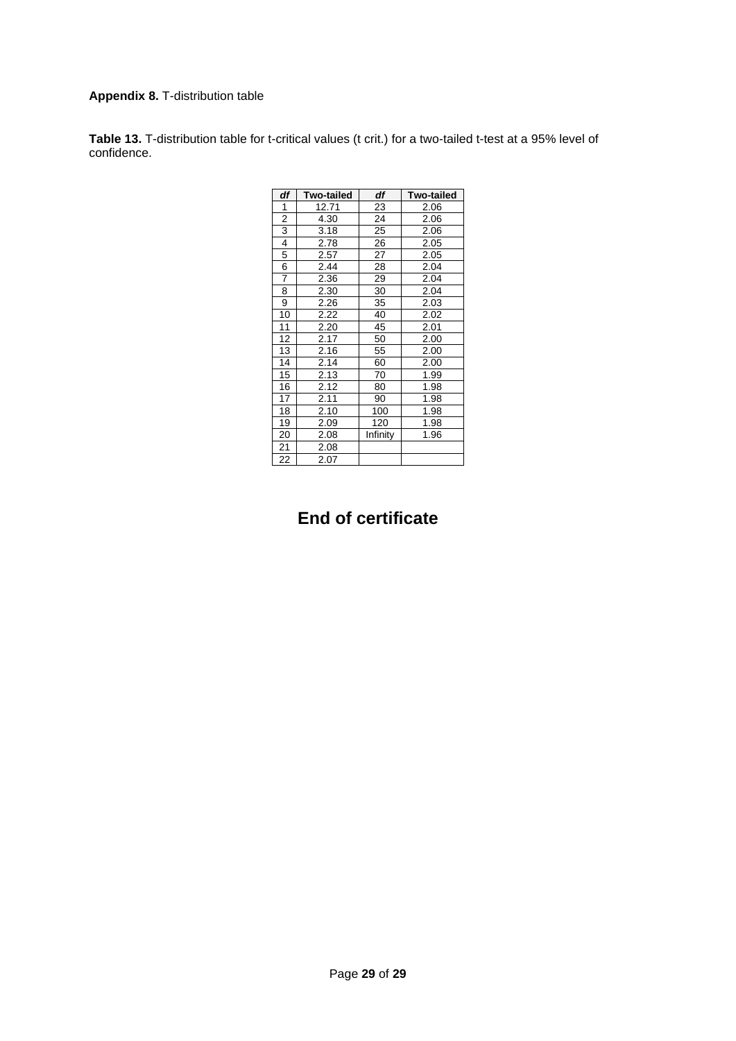**Appendix 8.** T-distribution table

**Table 13.** T-distribution table for t-critical values (t crit.) for a two-tailed t-test at a 95% level of confidence.

| *df* | Two-tailed | *df* | Two-tailed |
|---|---|---|---|
| 1 | 12.71 | 23 | 2.06 |
| 2 | 4.30 | 24 | 2.06 |
| 3 | 3.18 | 25 | 2.06 |
| 4 | 2.78 | 26 | 2.05 |
| 5 | 2.57 | 27 | 2.05 |
| 6 | 2.44 | 28 | 2.04 |
| 7 | 2.36 | 29 | 2.04 |
| 8 | 2.30 | 30 | 2.04 |
| 9 | 2.26 | 35 | 2.03 |
| 10 | 2.22 | 40 | 2.02 |
| 11 | 2.20 | 45 | 2.01 |
| 12 | 2.17 | 50 | 2.00 |
| 13 | 2.16 | 55 | 2.00 |
| 14 | 2.14 | 60 | 2.00 |
| 15 | 2.13 | 70 | 1.99 |
| 16 | 2.12 | 80 | 1.98 |
| 17 | 2.11 | 90 | 1.98 |
| 18 | 2.10 | 100 | 1.98 |
| 19 | 2.09 | 120 | 1.98 |
| 20 | 2.08 | Infinity | 1.96 |
| 21 | 2.08 | | |
| 22 | 2.07 | | |

## End of certificate